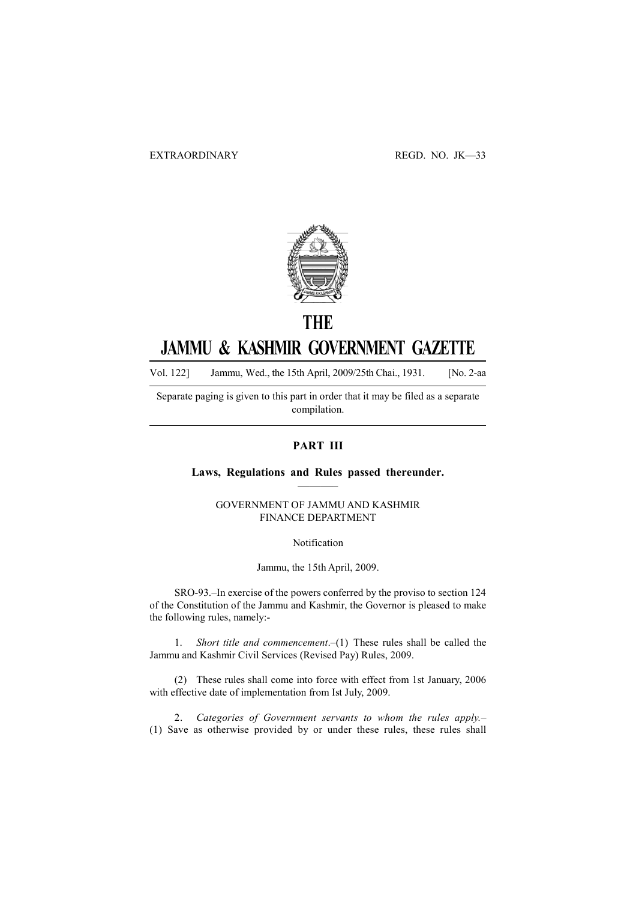EXTRAORDINARY REGD. NO. JK—33

# THE

# JAMMU & KASHMIR GOVERNMENT GAZETTE

Vol. 122] Jammu, Wed., the 15th April, 2009/25th Chai., 1931. [No. 2-aa

Separate paging is given to this part in order that it may be filed as a separate compilation.

## PART III

### Laws, Regulations and Rules passed thereunder.

GOVERNMENT OF JAMMU AND KASHMIR
FINANCE DEPARTMENT

Notification

Jammu, the 15th April, 2009.

SRO-93.–In exercise of the powers conferred by the proviso to section 124 of the Constitution of the Jammu and Kashmir, the Governor is pleased to make the following rules, namely:-

1. *Short title and commencement*.–(1) These rules shall be called the Jammu and Kashmir Civil Services (Revised Pay) Rules, 2009.

(2) These rules shall come into force with effect from 1st January, 2006 with effective date of implementation from Ist July, 2009.

2. *Categories of Government servants to whom the rules apply.*– (1) Save as otherwise provided by or under these rules, these rules shall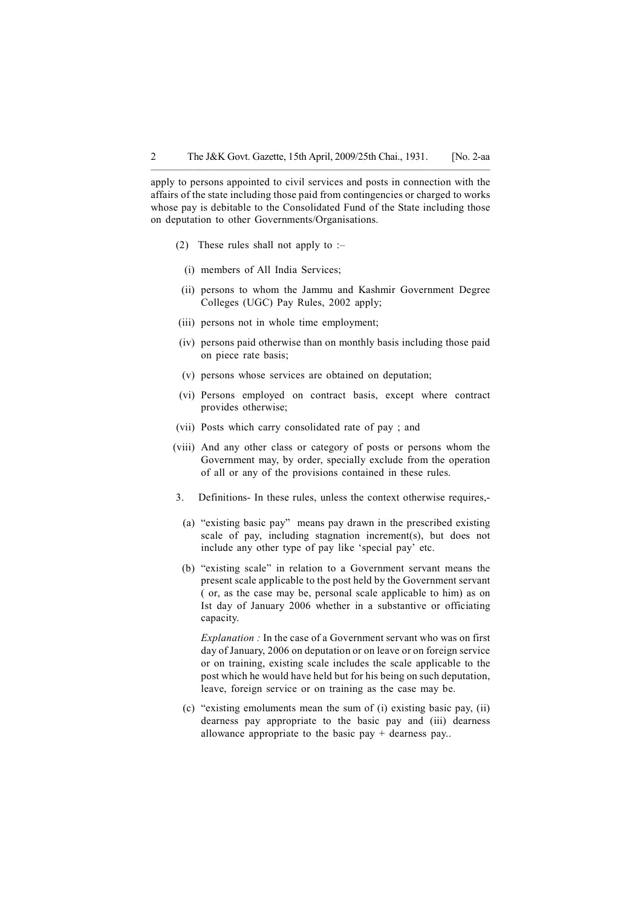apply to persons appointed to civil services and posts in connection with the affairs of the state including those paid from contingencies or charged to works whose pay is debitable to the Consolidated Fund of the State including those on deputation to other Governments/Organisations.

(2) These rules shall not apply to :–

(i) members of All India Services;

(ii) persons to whom the Jammu and Kashmir Government Degree Colleges (UGC) Pay Rules, 2002 apply;

(iii) persons not in whole time employment;

(iv) persons paid otherwise than on monthly basis including those paid on piece rate basis;

(v) persons whose services are obtained on deputation;

(vi) Persons employed on contract basis, except where contract provides otherwise;

(vii) Posts which carry consolidated rate of pay ; and

(viii) And any other class or category of posts or persons whom the Government may, by order, specially exclude from the operation of all or any of the provisions contained in these rules.

3. Definitions- In these rules, unless the context otherwise requires,-

(a) "existing basic pay" means pay drawn in the prescribed existing scale of pay, including stagnation increment(s), but does not include any other type of pay like 'special pay' etc.

(b) "existing scale" in relation to a Government servant means the present scale applicable to the post held by the Government servant ( or, as the case may be, personal scale applicable to him) as on Ist day of January 2006 whether in a substantive or officiating capacity.

*Explanation :* In the case of a Government servant who was on first day of January, 2006 on deputation or on leave or on foreign service or on training, existing scale includes the scale applicable to the post which he would have held but for his being on such deputation, leave, foreign service or on training as the case may be.

(c) "existing emoluments mean the sum of (i) existing basic pay, (ii) dearness pay appropriate to the basic pay and (iii) dearness allowance appropriate to the basic pay + dearness pay..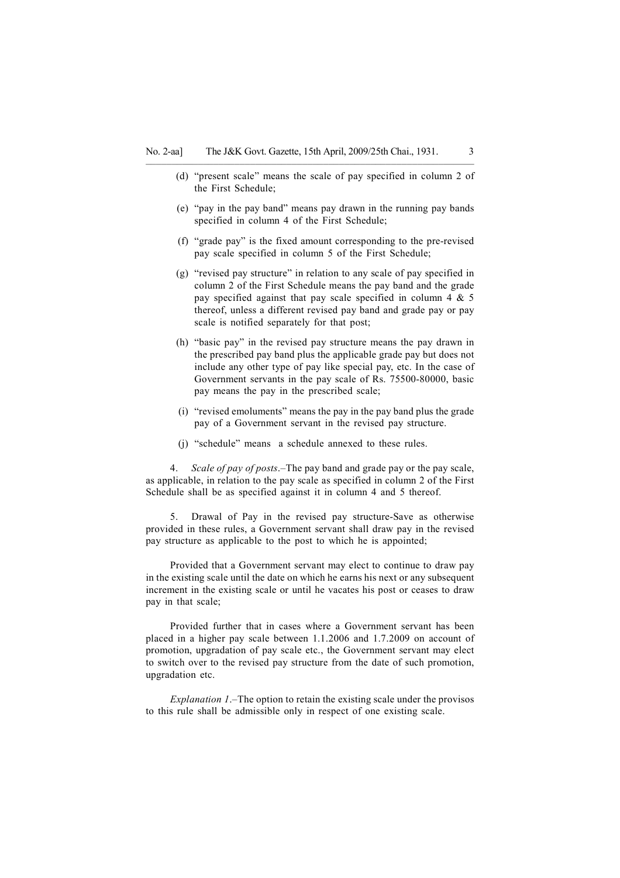(d) "present scale" means the scale of pay specified in column 2 of the First Schedule;

(e) "pay in the pay band" means pay drawn in the running pay bands specified in column 4 of the First Schedule;

(f) "grade pay" is the fixed amount corresponding to the pre-revised pay scale specified in column 5 of the First Schedule;

(g) "revised pay structure" in relation to any scale of pay specified in column 2 of the First Schedule means the pay band and the grade pay specified against that pay scale specified in column 4 & 5 thereof, unless a different revised pay band and grade pay or pay scale is notified separately for that post;

(h) "basic pay" in the revised pay structure means the pay drawn in the prescribed pay band plus the applicable grade pay but does not include any other type of pay like special pay, etc. In the case of Government servants in the pay scale of Rs. 75500-80000, basic pay means the pay in the prescribed scale;

(i) "revised emoluments" means the pay in the pay band plus the grade pay of a Government servant in the revised pay structure.

(j) "schedule" means a schedule annexed to these rules.

4. *Scale of pay of posts*.–The pay band and grade pay or the pay scale, as applicable, in relation to the pay scale as specified in column 2 of the First Schedule shall be as specified against it in column 4 and 5 thereof.

5. Drawal of Pay in the revised pay structure-Save as otherwise provided in these rules, a Government servant shall draw pay in the revised pay structure as applicable to the post to which he is appointed;

Provided that a Government servant may elect to continue to draw pay in the existing scale until the date on which he earns his next or any subsequent increment in the existing scale or until he vacates his post or ceases to draw pay in that scale;

Provided further that in cases where a Government servant has been placed in a higher pay scale between 1.1.2006 and 1.7.2009 on account of promotion, upgradation of pay scale etc., the Government servant may elect to switch over to the revised pay structure from the date of such promotion, upgradation etc.

*Explanation 1*.–The option to retain the existing scale under the provisos to this rule shall be admissible only in respect of one existing scale.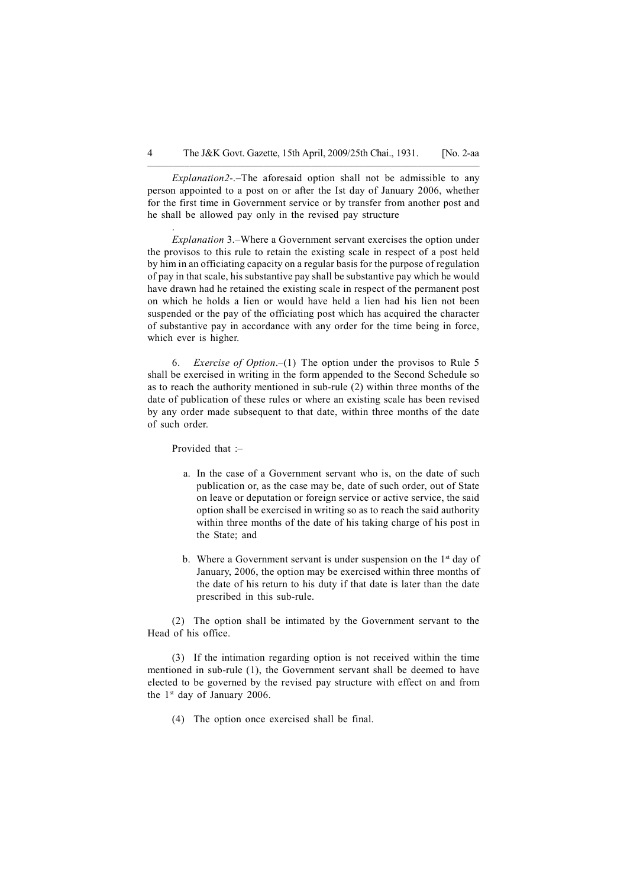*Explanation2-.*–The aforesaid option shall not be admissible to any person appointed to a post on or after the Ist day of January 2006, whether for the first time in Government service or by transfer from another post and he shall be allowed pay only in the revised pay structure

.

*Explanation* 3.–Where a Government servant exercises the option under the provisos to this rule to retain the existing scale in respect of a post held by him in an officiating capacity on a regular basis for the purpose of regulation of pay in that scale, his substantive pay shall be substantive pay which he would have drawn had he retained the existing scale in respect of the permanent post on which he holds a lien or would have held a lien had his lien not been suspended or the pay of the officiating post which has acquired the character of substantive pay in accordance with any order for the time being in force, which ever is higher.

6. *Exercise of Option*.–(1) The option under the provisos to Rule 5 shall be exercised in writing in the form appended to the Second Schedule so as to reach the authority mentioned in sub-rule (2) within three months of the date of publication of these rules or where an existing scale has been revised by any order made subsequent to that date, within three months of the date of such order.

Provided that :–

a. In the case of a Government servant who is, on the date of such publication or, as the case may be, date of such order, out of State on leave or deputation or foreign service or active service, the said option shall be exercised in writing so as to reach the said authority within three months of the date of his taking charge of his post in the State; and

b. Where a Government servant is under suspension on the 1st day of January, 2006, the option may be exercised within three months of the date of his return to his duty if that date is later than the date prescribed in this sub-rule.

(2) The option shall be intimated by the Government servant to the Head of his office.

(3) If the intimation regarding option is not received within the time mentioned in sub-rule (1), the Government servant shall be deemed to have elected to be governed by the revised pay structure with effect on and from the 1st day of January 2006.

(4) The option once exercised shall be final.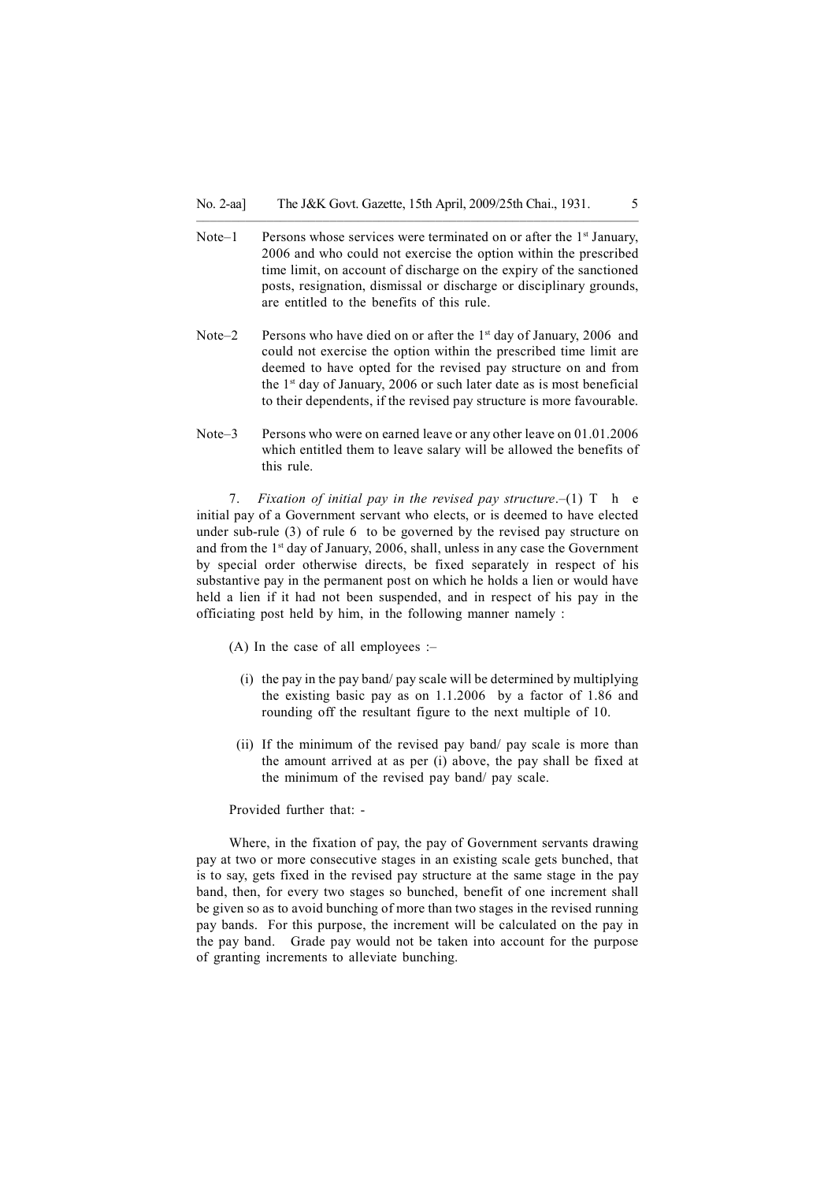Note–1 Persons whose services were terminated on or after the 1st January, 2006 and who could not exercise the option within the prescribed time limit, on account of discharge on the expiry of the sanctioned posts, resignation, dismissal or discharge or disciplinary grounds, are entitled to the benefits of this rule.

Note–2 Persons who have died on or after the 1st day of January, 2006 and could not exercise the option within the prescribed time limit are deemed to have opted for the revised pay structure on and from the 1st day of January, 2006 or such later date as is most beneficial to their dependents, if the revised pay structure is more favourable.

Note–3 Persons who were on earned leave or any other leave on 01.01.2006 which entitled them to leave salary will be allowed the benefits of this rule.

7. *Fixation of initial pay in the revised pay structure*.–(1) The initial pay of a Government servant who elects, or is deemed to have elected under sub-rule (3) of rule 6 to be governed by the revised pay structure on and from the 1st day of January, 2006, shall, unless in any case the Government by special order otherwise directs, be fixed separately in respect of his substantive pay in the permanent post on which he holds a lien or would have held a lien if it had not been suspended, and in respect of his pay in the officiating post held by him, in the following manner namely :

(A) In the case of all employees :–

(i) the pay in the pay band/ pay scale will be determined by multiplying the existing basic pay as on 1.1.2006 by a factor of 1.86 and rounding off the resultant figure to the next multiple of 10.

(ii) If the minimum of the revised pay band/ pay scale is more than the amount arrived at as per (i) above, the pay shall be fixed at the minimum of the revised pay band/ pay scale.

Provided further that: -

Where, in the fixation of pay, the pay of Government servants drawing pay at two or more consecutive stages in an existing scale gets bunched, that is to say, gets fixed in the revised pay structure at the same stage in the pay band, then, for every two stages so bunched, benefit of one increment shall be given so as to avoid bunching of more than two stages in the revised running pay bands. For this purpose, the increment will be calculated on the pay in the pay band. Grade pay would not be taken into account for the purpose of granting increments to alleviate bunching.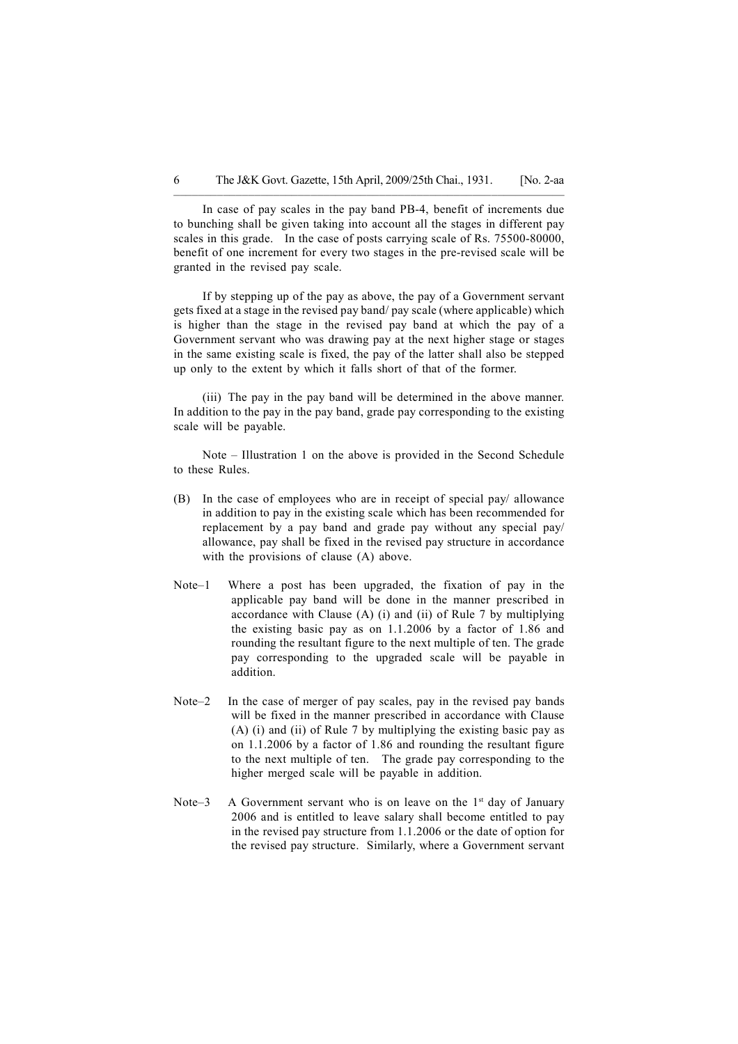In case of pay scales in the pay band PB-4, benefit of increments due to bunching shall be given taking into account all the stages in different pay scales in this grade. In the case of posts carrying scale of Rs. 75500-80000, benefit of one increment for every two stages in the pre-revised scale will be granted in the revised pay scale.

If by stepping up of the pay as above, the pay of a Government servant gets fixed at a stage in the revised pay band/ pay scale (where applicable) which is higher than the stage in the revised pay band at which the pay of a Government servant who was drawing pay at the next higher stage or stages in the same existing scale is fixed, the pay of the latter shall also be stepped up only to the extent by which it falls short of that of the former.

(iii) The pay in the pay band will be determined in the above manner. In addition to the pay in the pay band, grade pay corresponding to the existing scale will be payable.

Note – Illustration 1 on the above is provided in the Second Schedule to these Rules.

(B) In the case of employees who are in receipt of special pay/ allowance in addition to pay in the existing scale which has been recommended for replacement by a pay band and grade pay without any special pay/ allowance, pay shall be fixed in the revised pay structure in accordance with the provisions of clause (A) above.

Note–1 Where a post has been upgraded, the fixation of pay in the applicable pay band will be done in the manner prescribed in accordance with Clause (A) (i) and (ii) of Rule 7 by multiplying the existing basic pay as on 1.1.2006 by a factor of 1.86 and rounding the resultant figure to the next multiple of ten. The grade pay corresponding to the upgraded scale will be payable in addition.

Note–2 In the case of merger of pay scales, pay in the revised pay bands will be fixed in the manner prescribed in accordance with Clause (A) (i) and (ii) of Rule 7 by multiplying the existing basic pay as on 1.1.2006 by a factor of 1.86 and rounding the resultant figure to the next multiple of ten. The grade pay corresponding to the higher merged scale will be payable in addition.

Note–3 A Government servant who is on leave on the 1st day of January 2006 and is entitled to leave salary shall become entitled to pay in the revised pay structure from 1.1.2006 or the date of option for the revised pay structure. Similarly, where a Government servant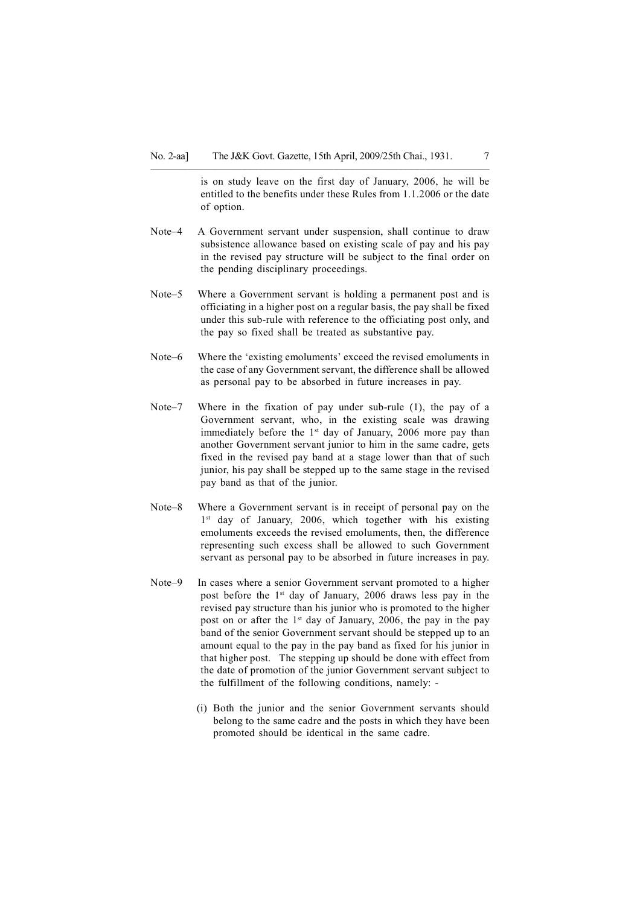is on study leave on the first day of January, 2006, he will be entitled to the benefits under these Rules from 1.1.2006 or the date of option.

Note–4 A Government servant under suspension, shall continue to draw subsistence allowance based on existing scale of pay and his pay in the revised pay structure will be subject to the final order on the pending disciplinary proceedings.

Note–5 Where a Government servant is holding a permanent post and is officiating in a higher post on a regular basis, the pay shall be fixed under this sub-rule with reference to the officiating post only, and the pay so fixed shall be treated as substantive pay.

Note–6 Where the 'existing emoluments' exceed the revised emoluments in the case of any Government servant, the difference shall be allowed as personal pay to be absorbed in future increases in pay.

Note–7 Where in the fixation of pay under sub-rule (1), the pay of a Government servant, who, in the existing scale was drawing immediately before the 1st day of January, 2006 more pay than another Government servant junior to him in the same cadre, gets fixed in the revised pay band at a stage lower than that of such junior, his pay shall be stepped up to the same stage in the revised pay band as that of the junior.

Note–8 Where a Government servant is in receipt of personal pay on the 1st day of January, 2006, which together with his existing emoluments exceeds the revised emoluments, then, the difference representing such excess shall be allowed to such Government servant as personal pay to be absorbed in future increases in pay.

Note–9 In cases where a senior Government servant promoted to a higher post before the 1st day of January, 2006 draws less pay in the revised pay structure than his junior who is promoted to the higher post on or after the 1st day of January, 2006, the pay in the pay band of the senior Government servant should be stepped up to an amount equal to the pay in the pay band as fixed for his junior in that higher post. The stepping up should be done with effect from the date of promotion of the junior Government servant subject to the fulfillment of the following conditions, namely: -

(i) Both the junior and the senior Government servants should belong to the same cadre and the posts in which they have been promoted should be identical in the same cadre.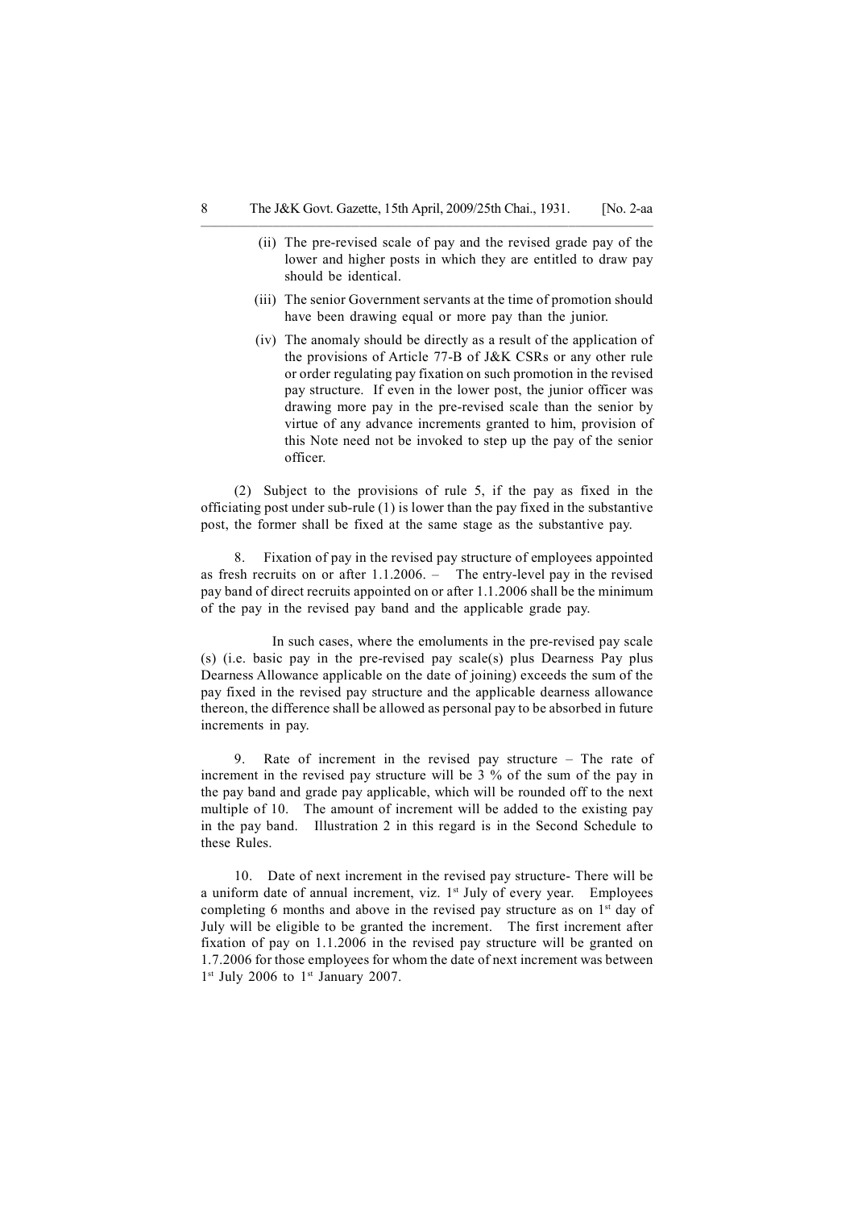(ii) The pre-revised scale of pay and the revised grade pay of the lower and higher posts in which they are entitled to draw pay should be identical.

(iii) The senior Government servants at the time of promotion should have been drawing equal or more pay than the junior.

(iv) The anomaly should be directly as a result of the application of the provisions of Article 77-B of J&K CSRs or any other rule or order regulating pay fixation on such promotion in the revised pay structure. If even in the lower post, the junior officer was drawing more pay in the pre-revised scale than the senior by virtue of any advance increments granted to him, provision of this Note need not be invoked to step up the pay of the senior officer.

(2) Subject to the provisions of rule 5, if the pay as fixed in the officiating post under sub-rule (1) is lower than the pay fixed in the substantive post, the former shall be fixed at the same stage as the substantive pay.

8. Fixation of pay in the revised pay structure of employees appointed as fresh recruits on or after 1.1.2006. – The entry-level pay in the revised pay band of direct recruits appointed on or after 1.1.2006 shall be the minimum of the pay in the revised pay band and the applicable grade pay.

In such cases, where the emoluments in the pre-revised pay scale (s) (i.e. basic pay in the pre-revised pay scale(s) plus Dearness Pay plus Dearness Allowance applicable on the date of joining) exceeds the sum of the pay fixed in the revised pay structure and the applicable dearness allowance thereon, the difference shall be allowed as personal pay to be absorbed in future increments in pay.

9. Rate of increment in the revised pay structure – The rate of increment in the revised pay structure will be 3 % of the sum of the pay in the pay band and grade pay applicable, which will be rounded off to the next multiple of 10. The amount of increment will be added to the existing pay in the pay band. Illustration 2 in this regard is in the Second Schedule to these Rules.

10. Date of next increment in the revised pay structure- There will be a uniform date of annual increment, viz. 1st July of every year. Employees completing 6 months and above in the revised pay structure as on 1st day of July will be eligible to be granted the increment. The first increment after fixation of pay on 1.1.2006 in the revised pay structure will be granted on 1.7.2006 for those employees for whom the date of next increment was between 1st July 2006 to 1st January 2007.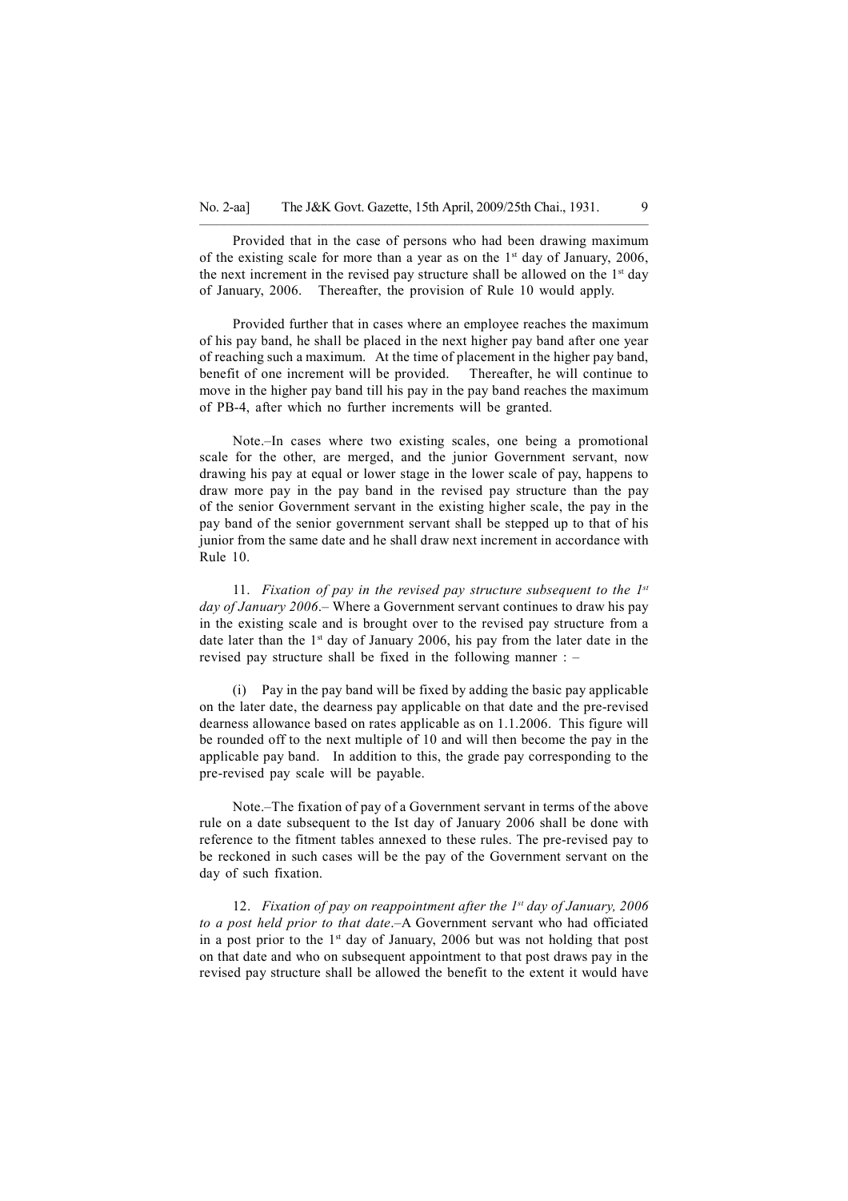Provided that in the case of persons who had been drawing maximum of the existing scale for more than a year as on the 1st day of January, 2006, the next increment in the revised pay structure shall be allowed on the 1st day of January, 2006. Thereafter, the provision of Rule 10 would apply.

Provided further that in cases where an employee reaches the maximum of his pay band, he shall be placed in the next higher pay band after one year of reaching such a maximum. At the time of placement in the higher pay band, benefit of one increment will be provided. Thereafter, he will continue to move in the higher pay band till his pay in the pay band reaches the maximum of PB-4, after which no further increments will be granted.

Note.–In cases where two existing scales, one being a promotional scale for the other, are merged, and the junior Government servant, now drawing his pay at equal or lower stage in the lower scale of pay, happens to draw more pay in the pay band in the revised pay structure than the pay of the senior Government servant in the existing higher scale, the pay in the pay band of the senior government servant shall be stepped up to that of his junior from the same date and he shall draw next increment in accordance with Rule 10.

11. *Fixation of pay in the revised pay structure subsequent to the 1st day of January 2006*.– Where a Government servant continues to draw his pay in the existing scale and is brought over to the revised pay structure from a date later than the 1st day of January 2006, his pay from the later date in the revised pay structure shall be fixed in the following manner : –

(i) Pay in the pay band will be fixed by adding the basic pay applicable on the later date, the dearness pay applicable on that date and the pre-revised dearness allowance based on rates applicable as on 1.1.2006. This figure will be rounded off to the next multiple of 10 and will then become the pay in the applicable pay band. In addition to this, the grade pay corresponding to the pre-revised pay scale will be payable.

Note.–The fixation of pay of a Government servant in terms of the above rule on a date subsequent to the Ist day of January 2006 shall be done with reference to the fitment tables annexed to these rules. The pre-revised pay to be reckoned in such cases will be the pay of the Government servant on the day of such fixation.

12. *Fixation of pay on reappointment after the 1st day of January, 2006 to a post held prior to that date*.–A Government servant who had officiated in a post prior to the 1st day of January, 2006 but was not holding that post on that date and who on subsequent appointment to that post draws pay in the revised pay structure shall be allowed the benefit to the extent it would have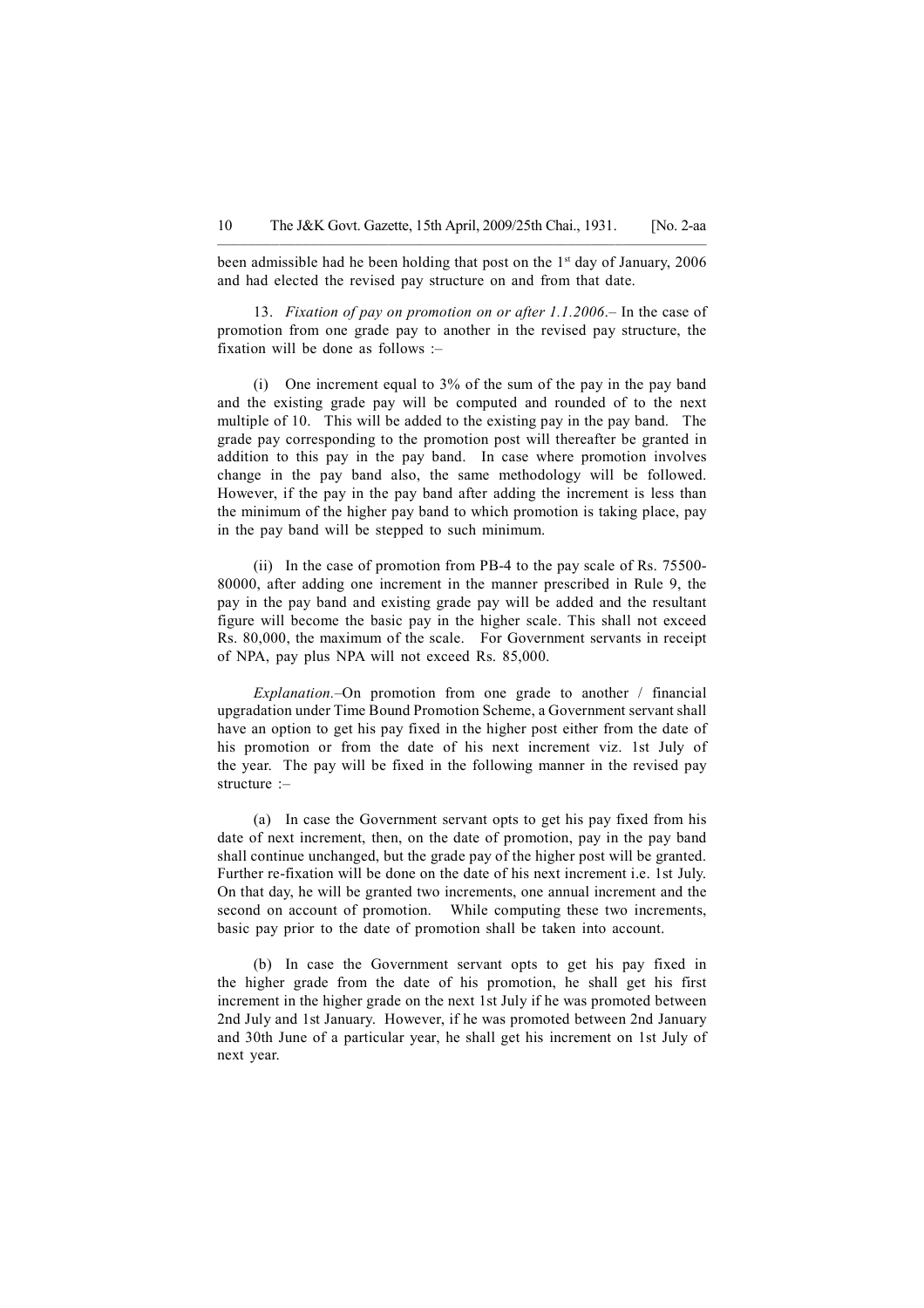been admissible had he been holding that post on the 1st day of January, 2006 and had elected the revised pay structure on and from that date.

13. *Fixation of pay on promotion on or after 1.1.2006*.– In the case of promotion from one grade pay to another in the revised pay structure, the fixation will be done as follows :–

(i) One increment equal to 3% of the sum of the pay in the pay band and the existing grade pay will be computed and rounded of to the next multiple of 10. This will be added to the existing pay in the pay band. The grade pay corresponding to the promotion post will thereafter be granted in addition to this pay in the pay band. In case where promotion involves change in the pay band also, the same methodology will be followed. However, if the pay in the pay band after adding the increment is less than the minimum of the higher pay band to which promotion is taking place, pay in the pay band will be stepped to such minimum.

(ii) In the case of promotion from PB-4 to the pay scale of Rs. 75500-80000, after adding one increment in the manner prescribed in Rule 9, the pay in the pay band and existing grade pay will be added and the resultant figure will become the basic pay in the higher scale. This shall not exceed Rs. 80,000, the maximum of the scale. For Government servants in receipt of NPA, pay plus NPA will not exceed Rs. 85,000.

*Explanation*.–On promotion from one grade to another / financial upgradation under Time Bound Promotion Scheme, a Government servant shall have an option to get his pay fixed in the higher post either from the date of his promotion or from the date of his next increment viz. 1st July of the year. The pay will be fixed in the following manner in the revised pay structure :–

(a) In case the Government servant opts to get his pay fixed from his date of next increment, then, on the date of promotion, pay in the pay band shall continue unchanged, but the grade pay of the higher post will be granted. Further re-fixation will be done on the date of his next increment i.e. 1st July. On that day, he will be granted two increments, one annual increment and the second on account of promotion. While computing these two increments, basic pay prior to the date of promotion shall be taken into account.

(b) In case the Government servant opts to get his pay fixed in the higher grade from the date of his promotion, he shall get his first increment in the higher grade on the next 1st July if he was promoted between 2nd July and 1st January. However, if he was promoted between 2nd January and 30th June of a particular year, he shall get his increment on 1st July of next year.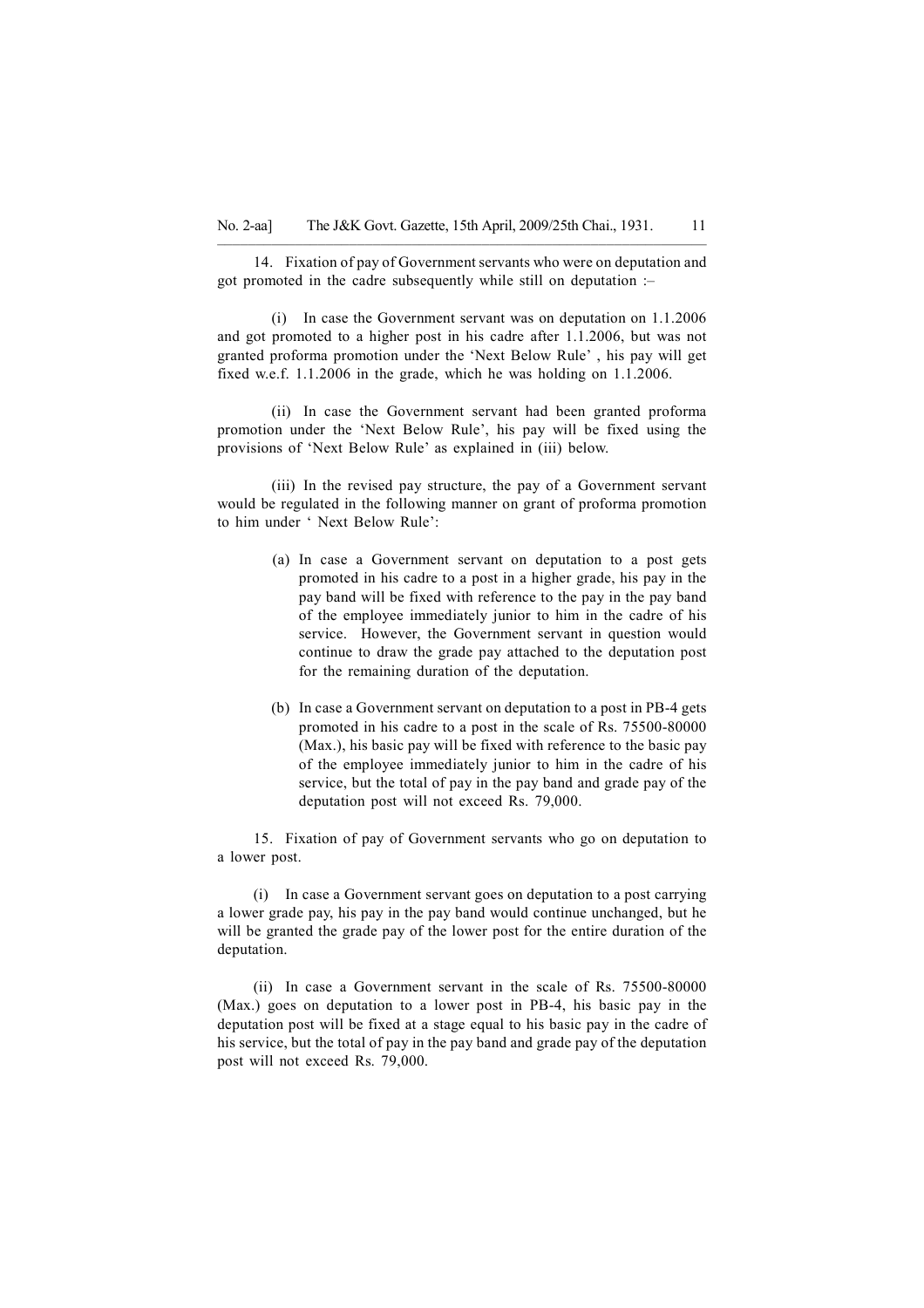14. Fixation of pay of Government servants who were on deputation and got promoted in the cadre subsequently while still on deputation :–

(i) In case the Government servant was on deputation on 1.1.2006 and got promoted to a higher post in his cadre after 1.1.2006, but was not granted proforma promotion under the 'Next Below Rule' , his pay will get fixed w.e.f. 1.1.2006 in the grade, which he was holding on 1.1.2006.

(ii) In case the Government servant had been granted proforma promotion under the 'Next Below Rule', his pay will be fixed using the provisions of 'Next Below Rule' as explained in (iii) below.

(iii) In the revised pay structure, the pay of a Government servant would be regulated in the following manner on grant of proforma promotion to him under ' Next Below Rule':

- (a) In case a Government servant on deputation to a post gets promoted in his cadre to a post in a higher grade, his pay in the pay band will be fixed with reference to the pay in the pay band of the employee immediately junior to him in the cadre of his service. However, the Government servant in question would continue to draw the grade pay attached to the deputation post for the remaining duration of the deputation.

- (b) In case a Government servant on deputation to a post in PB-4 gets promoted in his cadre to a post in the scale of Rs. 75500-80000 (Max.), his basic pay will be fixed with reference to the basic pay of the employee immediately junior to him in the cadre of his service, but the total of pay in the pay band and grade pay of the deputation post will not exceed Rs. 79,000.

15. Fixation of pay of Government servants who go on deputation to a lower post.

(i) In case a Government servant goes on deputation to a post carrying a lower grade pay, his pay in the pay band would continue unchanged, but he will be granted the grade pay of the lower post for the entire duration of the deputation.

(ii) In case a Government servant in the scale of Rs. 75500-80000 (Max.) goes on deputation to a lower post in PB-4, his basic pay in the deputation post will be fixed at a stage equal to his basic pay in the cadre of his service, but the total of pay in the pay band and grade pay of the deputation post will not exceed Rs. 79,000.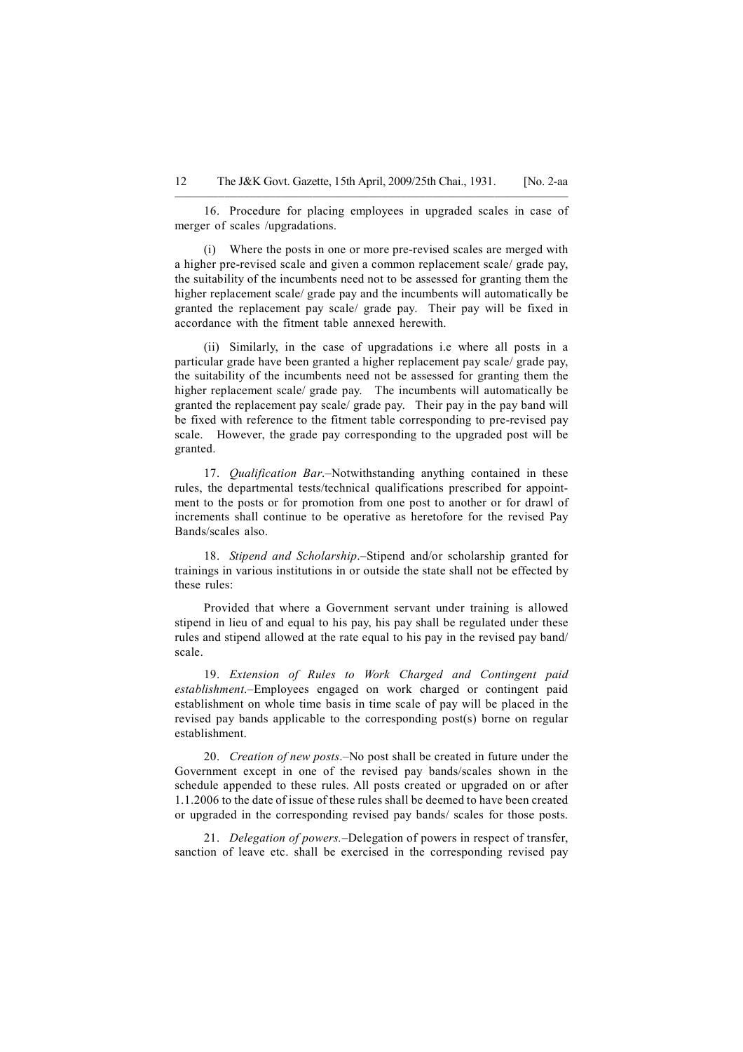16. Procedure for placing employees in upgraded scales in case of merger of scales /upgradations.

(i) Where the posts in one or more pre-revised scales are merged with a higher pre-revised scale and given a common replacement scale/ grade pay, the suitability of the incumbents need not to be assessed for granting them the higher replacement scale/ grade pay and the incumbents will automatically be granted the replacement pay scale/ grade pay. Their pay will be fixed in accordance with the fitment table annexed herewith.

(ii) Similarly, in the case of upgradations i.e where all posts in a particular grade have been granted a higher replacement pay scale/ grade pay, the suitability of the incumbents need not be assessed for granting them the higher replacement scale/ grade pay. The incumbents will automatically be granted the replacement pay scale/ grade pay. Their pay in the pay band will be fixed with reference to the fitment table corresponding to pre-revised pay scale. However, the grade pay corresponding to the upgraded post will be granted.

17. *Qualification Bar*.–Notwithstanding anything contained in these rules, the departmental tests/technical qualifications prescribed for appointment to the posts or for promotion from one post to another or for drawl of increments shall continue to be operative as heretofore for the revised Pay Bands/scales also.

18. *Stipend and Scholarship*.–Stipend and/or scholarship granted for trainings in various institutions in or outside the state shall not be effected by these rules:

Provided that where a Government servant under training is allowed stipend in lieu of and equal to his pay, his pay shall be regulated under these rules and stipend allowed at the rate equal to his pay in the revised pay band/ scale.

19. *Extension of Rules to Work Charged and Contingent paid establishment*.–Employees engaged on work charged or contingent paid establishment on whole time basis in time scale of pay will be placed in the revised pay bands applicable to the corresponding post(s) borne on regular establishment.

20. *Creation of new posts*.–No post shall be created in future under the Government except in one of the revised pay bands/scales shown in the schedule appended to these rules. All posts created or upgraded on or after 1.1.2006 to the date of issue of these rules shall be deemed to have been created or upgraded in the corresponding revised pay bands/ scales for those posts.

21. *Delegation of powers.*–Delegation of powers in respect of transfer, sanction of leave etc. shall be exercised in the corresponding revised pay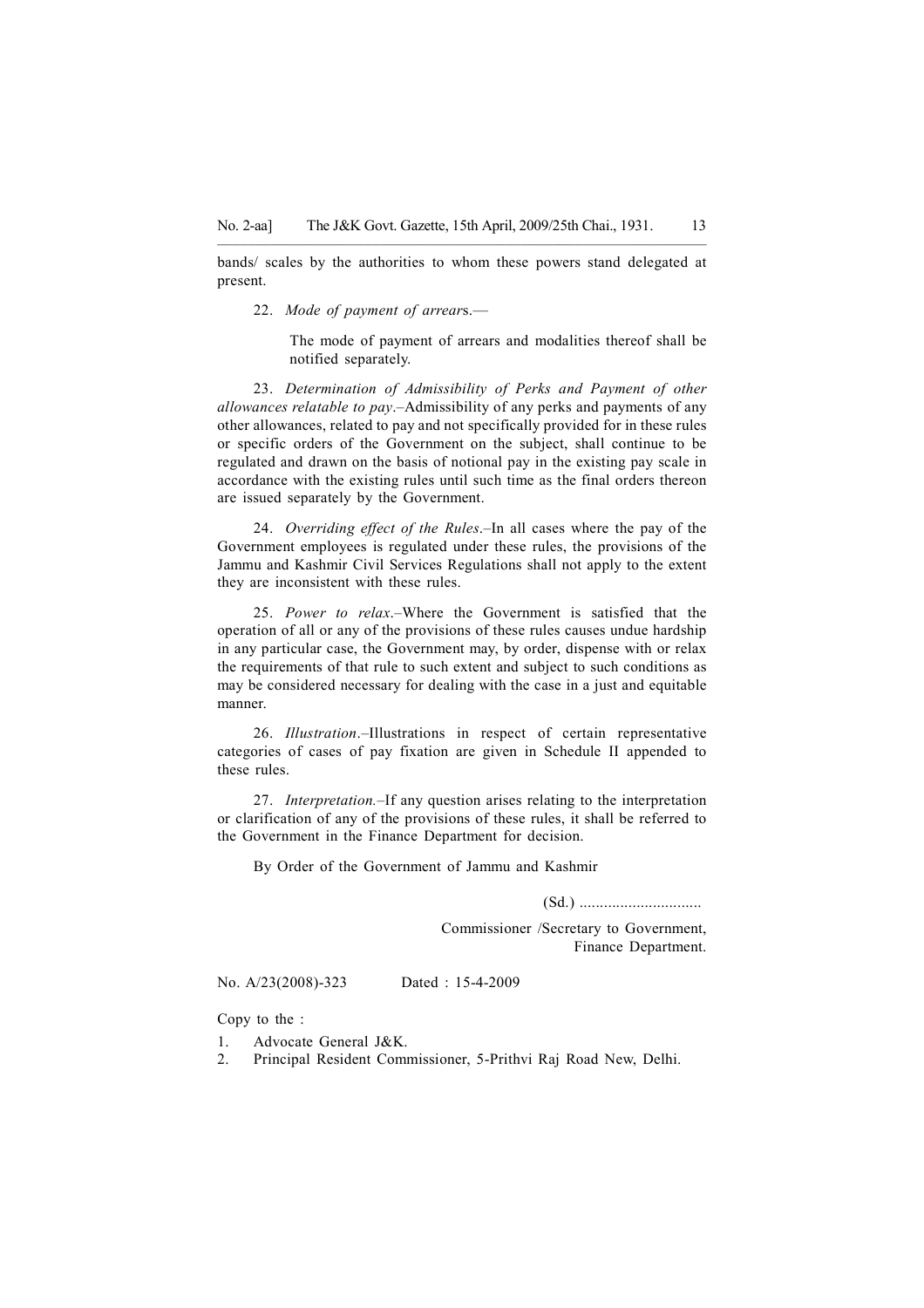bands/ scales by the authorities to whom these powers stand delegated at present.

22. *Mode of payment of arrears*.—

> The mode of payment of arrears and modalities thereof shall be notified separately.

23. *Determination of Admissibility of Perks and Payment of other allowances relatable to pay*.–Admissibility of any perks and payments of any other allowances, related to pay and not specifically provided for in these rules or specific orders of the Government on the subject, shall continue to be regulated and drawn on the basis of notional pay in the existing pay scale in accordance with the existing rules until such time as the final orders thereon are issued separately by the Government.

24. *Overriding effect of the Rules*.–In all cases where the pay of the Government employees is regulated under these rules, the provisions of the Jammu and Kashmir Civil Services Regulations shall not apply to the extent they are inconsistent with these rules.

25. *Power to relax*.–Where the Government is satisfied that the operation of all or any of the provisions of these rules causes undue hardship in any particular case, the Government may, by order, dispense with or relax the requirements of that rule to such extent and subject to such conditions as may be considered necessary for dealing with the case in a just and equitable manner.

26. *Illustration*.–Illustrations in respect of certain representative categories of cases of pay fixation are given in Schedule II appended to these rules.

27. *Interpretation.*–If any question arises relating to the interpretation or clarification of any of the provisions of these rules, it shall be referred to the Government in the Finance Department for decision.

By Order of the Government of Jammu and Kashmir

(Sd.) .............................

Commissioner /Secretary to Government,
Finance Department.

No. A/23(2008)-323 Dated : 15-4-2009

Copy to the :

1. Advocate General J&K.
2. Principal Resident Commissioner, 5-Prithvi Raj Road New, Delhi.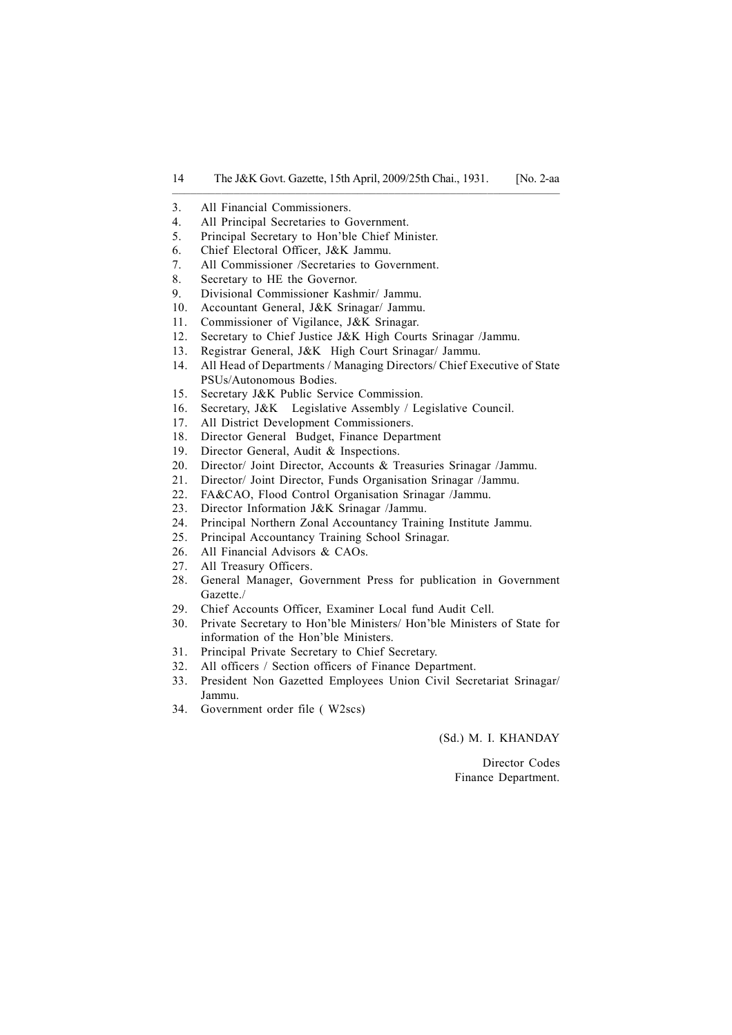3. All Financial Commissioners.
4. All Principal Secretaries to Government.
5. Principal Secretary to Hon'ble Chief Minister.
6. Chief Electoral Officer, J&K Jammu.
7. All Commissioner /Secretaries to Government.
8. Secretary to HE the Governor.
9. Divisional Commissioner Kashmir/ Jammu.
10. Accountant General, J&K Srinagar/ Jammu.
11. Commissioner of Vigilance, J&K Srinagar.
12. Secretary to Chief Justice J&K High Courts Srinagar /Jammu.
13. Registrar General, J&K High Court Srinagar/ Jammu.
14. All Head of Departments / Managing Directors/ Chief Executive of State PSUs/Autonomous Bodies.
15. Secretary J&K Public Service Commission.
16. Secretary, J&K Legislative Assembly / Legislative Council.
17. All District Development Commissioners.
18. Director General Budget, Finance Department
19. Director General, Audit & Inspections.
20. Director/ Joint Director, Accounts & Treasuries Srinagar /Jammu.
21. Director/ Joint Director, Funds Organisation Srinagar /Jammu.
22. FA&CAO, Flood Control Organisation Srinagar /Jammu.
23. Director Information J&K Srinagar /Jammu.
24. Principal Northern Zonal Accountancy Training Institute Jammu.
25. Principal Accountancy Training School Srinagar.
26. All Financial Advisors & CAOs.
27. All Treasury Officers.
28. General Manager, Government Press for publication in Government Gazette./
29. Chief Accounts Officer, Examiner Local fund Audit Cell.
30. Private Secretary to Hon'ble Ministers/ Hon'ble Ministers of State for information of the Hon'ble Ministers.
31. Principal Private Secretary to Chief Secretary.
32. All officers / Section officers of Finance Department.
33. President Non Gazetted Employees Union Civil Secretariat Srinagar/ Jammu.
34. Government order file ( W2scs)

(Sd.) M. I. KHANDAY

Director Codes
Finance Department.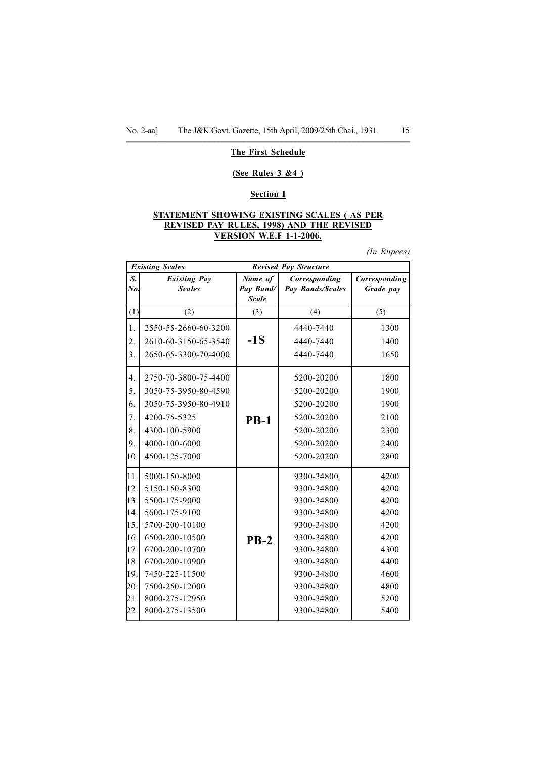**The First Schedule**

**(See Rules 3 &4 )**

**Section I**

**STATEMENT SHOWING EXISTING SCALES ( AS PER REVISED PAY RULES, 1998) AND THE REVISED VERSION W.E.F 1-1-2006.**

*(In Rupees)*

| *Existing Scales* | | *Revised Pay Structure* | | |
|---|---|---|---|---|
| ***S. No.*** | ***Existing Pay Scales*** | ***Name of Pay Band/ Scale*** | ***Corresponding Pay Bands/Scales*** | ***Corresponding Grade pay*** |
| (1) | (2) | (3) | (4) | (5) |
| 1. | 2550-55-2660-60-3200 | -1S | 4440-7440 | 1300 |
| 2. | 2610-60-3150-65-3540 | | 4440-7440 | 1400 |
| 3. | 2650-65-3300-70-4000 | | 4440-7440 | 1650 |
| 4. | 2750-70-3800-75-4400 | PB-1 | 5200-20200 | 1800 |
| 5. | 3050-75-3950-80-4590 | | 5200-20200 | 1900 |
| 6. | 3050-75-3950-80-4910 | | 5200-20200 | 1900 |
| 7. | 4200-75-5325 | | 5200-20200 | 2100 |
| 8. | 4300-100-5900 | | 5200-20200 | 2300 |
| 9. | 4000-100-6000 | | 5200-20200 | 2400 |
| 10. | 4500-125-7000 | | 5200-20200 | 2800 |
| 11. | 5000-150-8000 | PB-2 | 9300-34800 | 4200 |
| 12. | 5150-150-8300 | | 9300-34800 | 4200 |
| 13. | 5500-175-9000 | | 9300-34800 | 4200 |
| 14. | 5600-175-9100 | | 9300-34800 | 4200 |
| 15. | 5700-200-10100 | | 9300-34800 | 4200 |
| 16. | 6500-200-10500 | | 9300-34800 | 4200 |
| 17. | 6700-200-10700 | | 9300-34800 | 4300 |
| 18. | 6700-200-10900 | | 9300-34800 | 4400 |
| 19. | 7450-225-11500 | | 9300-34800 | 4600 |
| 20. | 7500-250-12000 | | 9300-34800 | 4800 |
| 21. | 8000-275-12950 | | 9300-34800 | 5200 |
| 22. | 8000-275-13500 | | 9300-34800 | 5400 |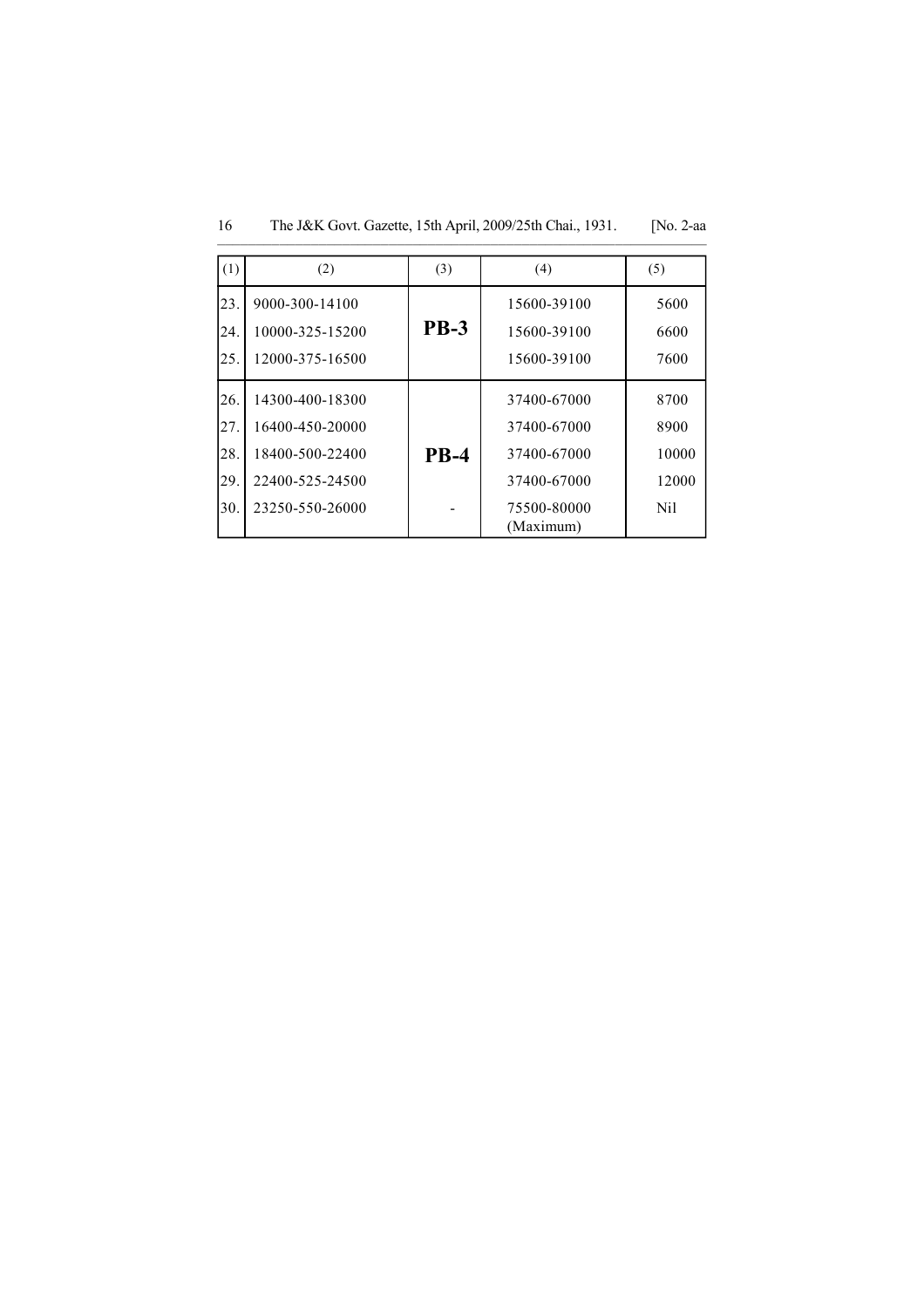| (1) | (2) | (3) | (4) | (5) |
|---|---|---|---|---|
| 23. | 9000-300-14100 | **PB-3** | 15600-39100 | 5600 |
| 24. | 10000-325-15200 | | 15600-39100 | 6600 |
| 25. | 12000-375-16500 | | 15600-39100 | 7600 |
| 26. | 14300-400-18300 | **PB-4** | 37400-67000 | 8700 |
| 27. | 16400-450-20000 | | 37400-67000 | 8900 |
| 28. | 18400-500-22400 | | 37400-67000 | 10000 |
| 29. | 22400-525-24500 | | 37400-67000 | 12000 |
| 30. | 23250-550-26000 | - | 75500-80000 (Maximum) | Nil |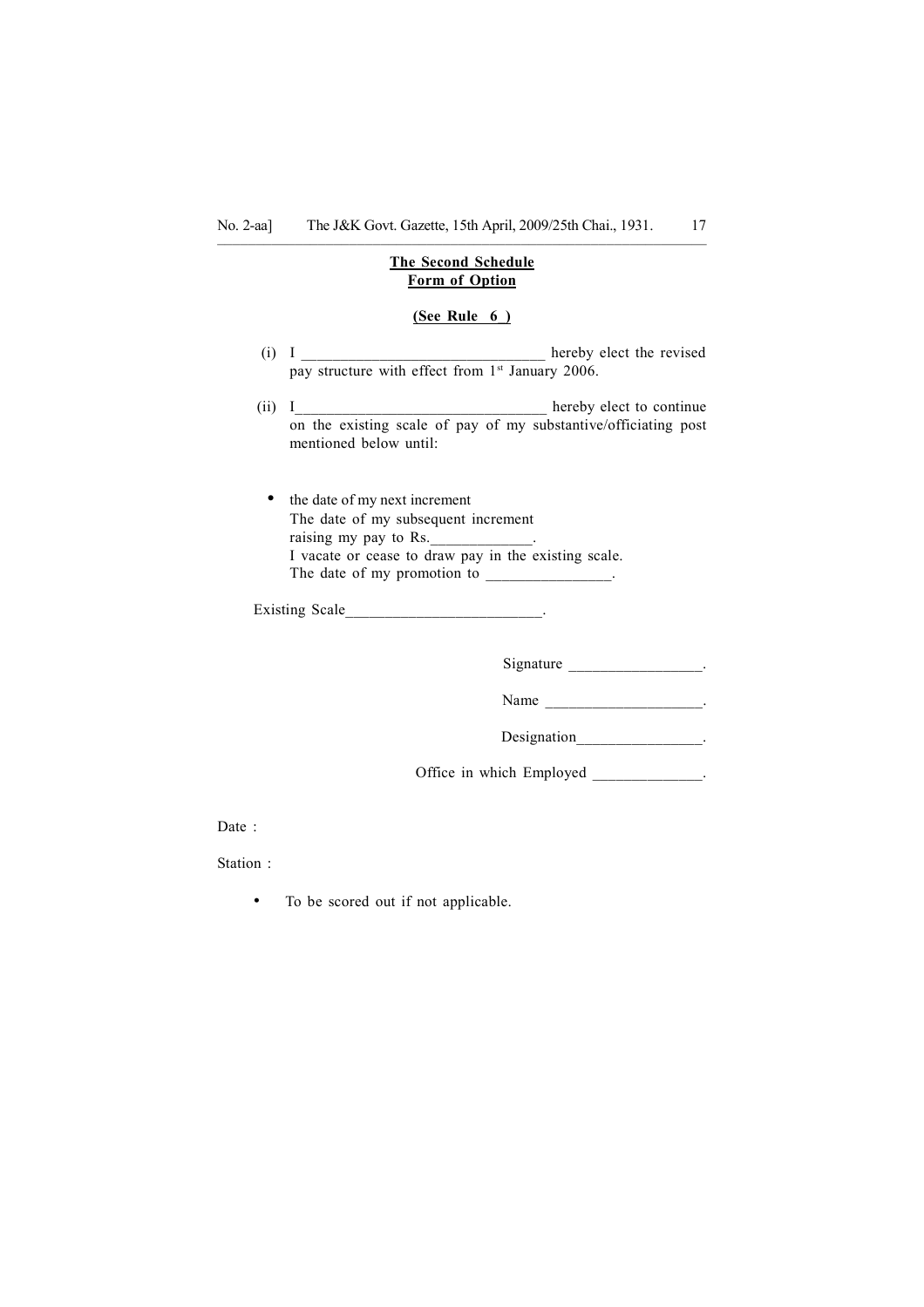**The Second Schedule**
**Form of Option**

**(See Rule 6 )**

(i) I ________________________________ hereby elect the revised pay structure with effect from 1st January 2006.

(ii) I________________________________ hereby elect to continue on the existing scale of pay of my substantive/officiating post mentioned below until:

- the date of my next increment
  The date of my subsequent increment raising my pay to Rs.____________.
  I vacate or cease to draw pay in the existing scale.
  The date of my promotion to ________________.

Existing Scale_________________________.

Signature _________________.

Name ____________________.

Designation________________.

Office in which Employed ______________.

Date :

Station :

- To be scored out if not applicable.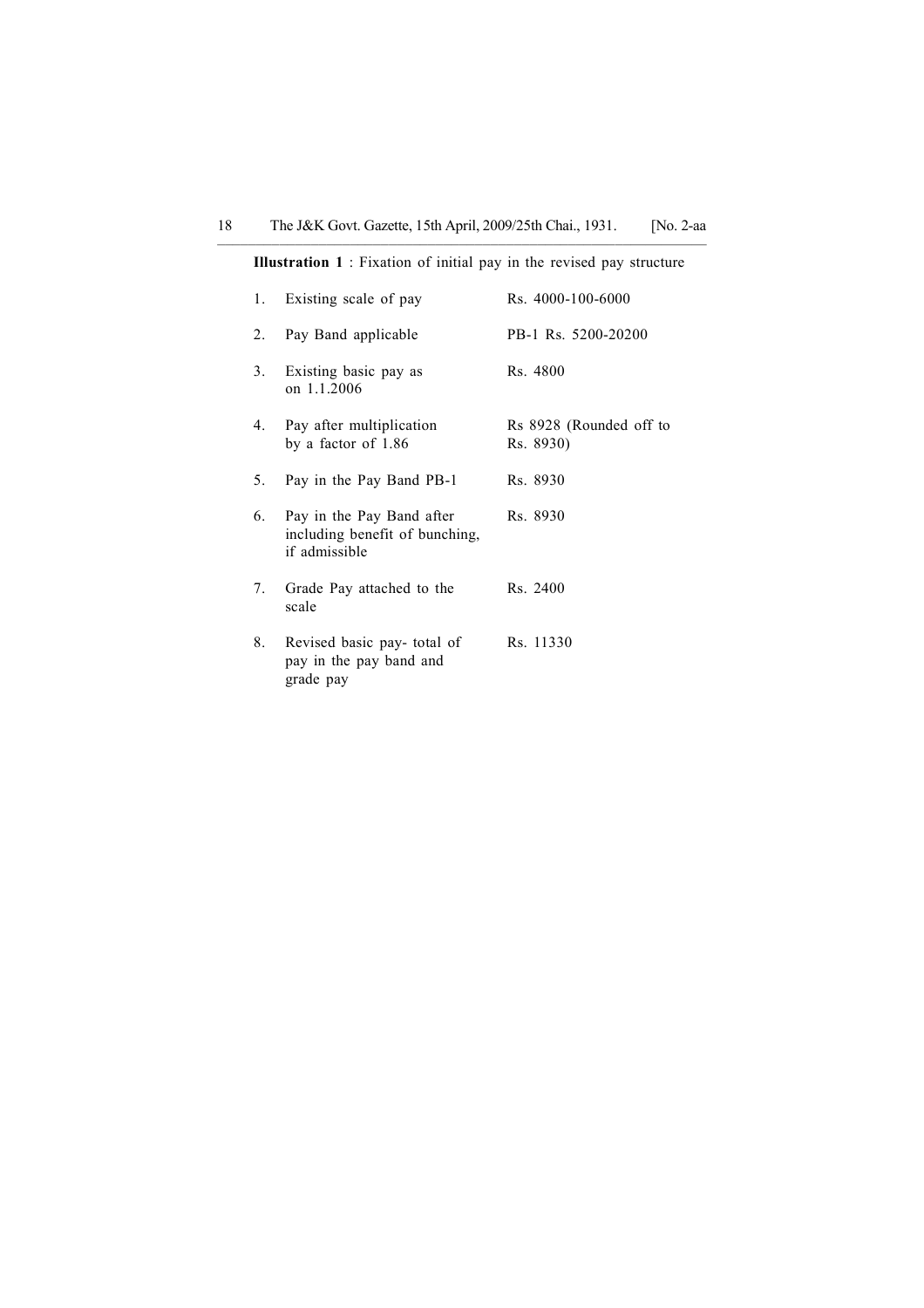**Illustration 1** : Fixation of initial pay in the revised pay structure

| | | |
|---|---|---|
| 1. | Existing scale of pay | Rs. 4000-100-6000 |
| 2. | Pay Band applicable | PB-1 Rs. 5200-20200 |
| 3. | Existing basic pay as on 1.1.2006 | Rs. 4800 |
| 4. | Pay after multiplication by a factor of 1.86 | Rs 8928 (Rounded off to Rs. 8930) |
| 5. | Pay in the Pay Band PB-1 | Rs. 8930 |
| 6. | Pay in the Pay Band after including benefit of bunching, if admissible | Rs. 8930 |
| 7. | Grade Pay attached to the scale | Rs. 2400 |
| 8. | Revised basic pay- total of pay in the pay band and grade pay | Rs. 11330 |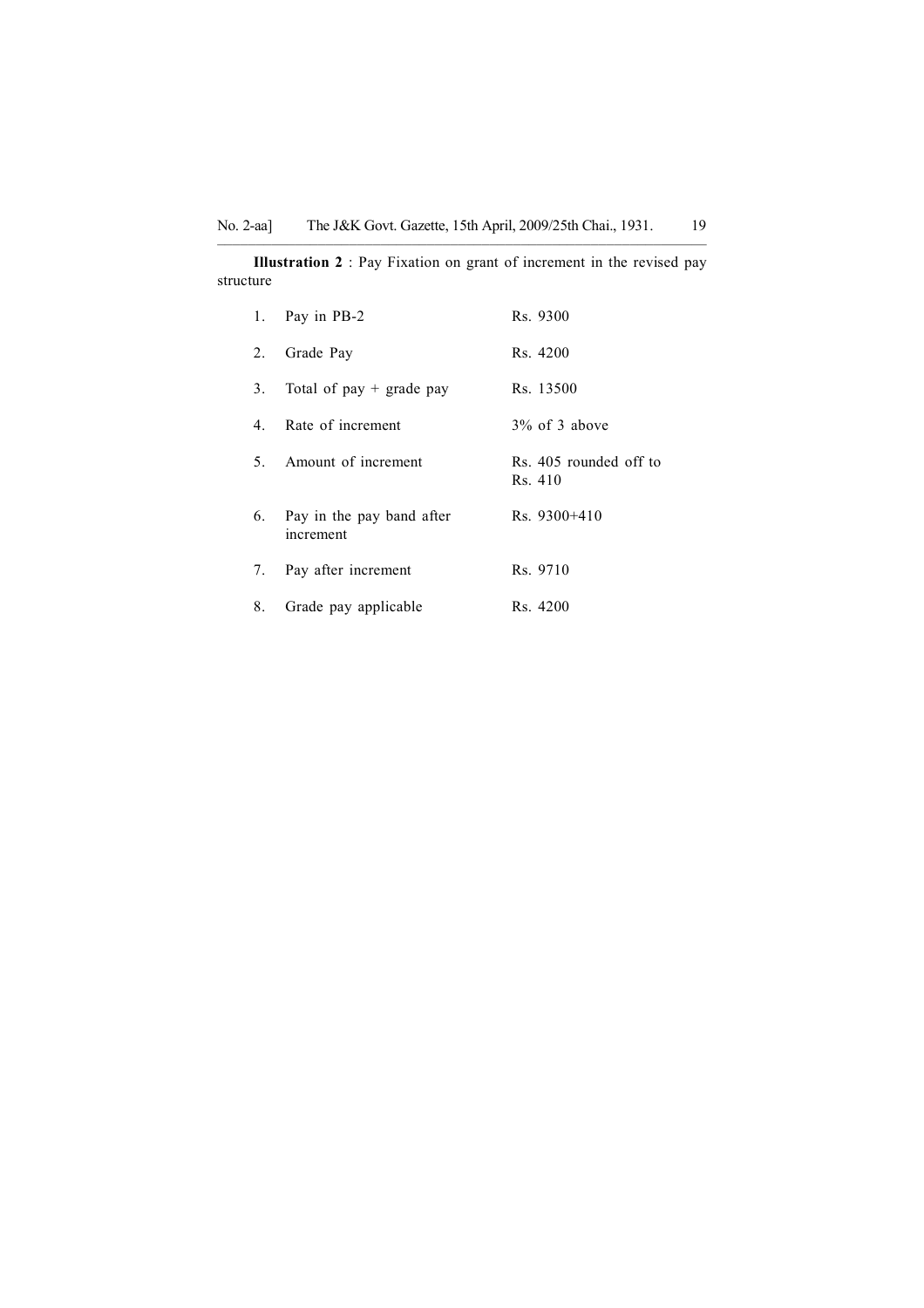**Illustration 2** : Pay Fixation on grant of increment in the revised pay structure

| | | |
|---|---|---|
| 1. | Pay in PB-2 | Rs. 9300 |
| 2. | Grade Pay | Rs. 4200 |
| 3. | Total of pay + grade pay | Rs. 13500 |
| 4. | Rate of increment | 3% of 3 above |
| 5. | Amount of increment | Rs. 405 rounded off to Rs. 410 |
| 6. | Pay in the pay band after increment | Rs. 9300+410 |
| 7. | Pay after increment | Rs. 9710 |
| 8. | Grade pay applicable | Rs. 4200 |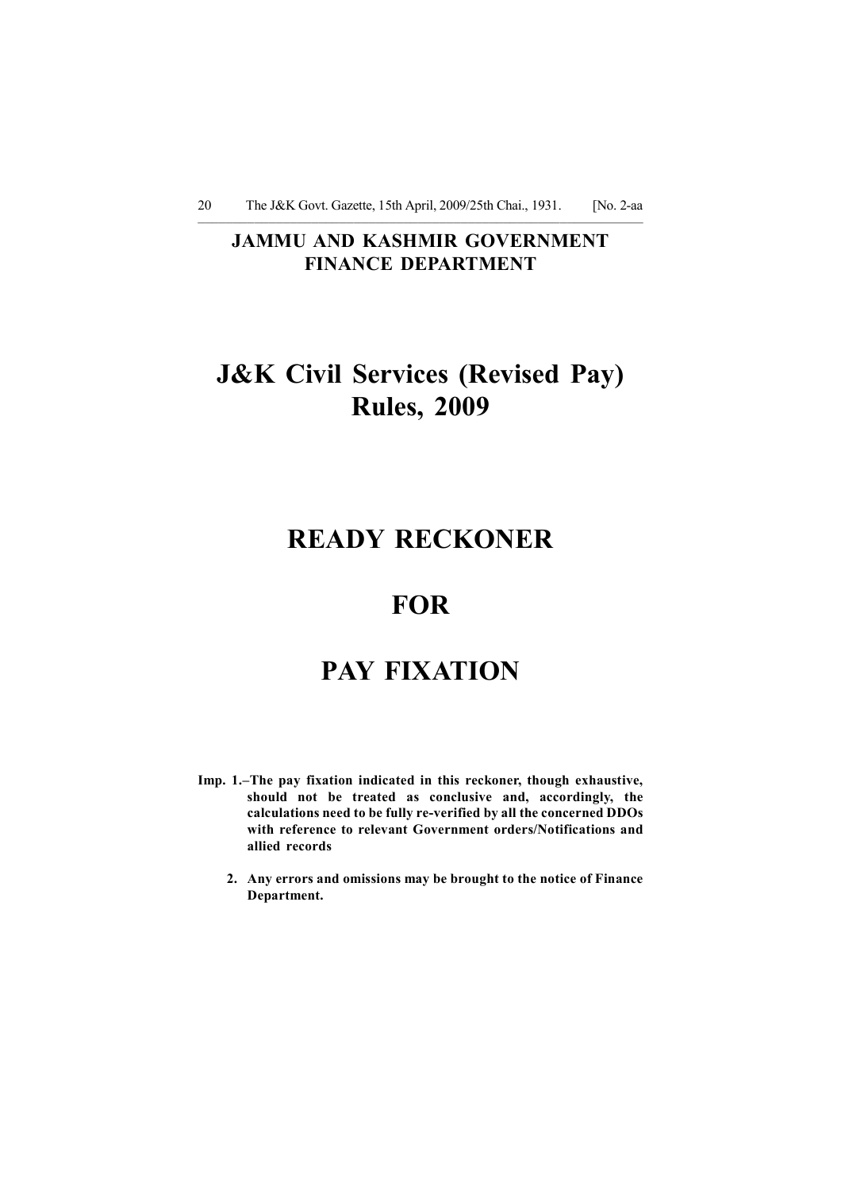**JAMMU AND KASHMIR GOVERNMENT**
**FINANCE DEPARTMENT**

# J&K Civil Services (Revised Pay) Rules, 2009

# READY RECKONER

# FOR

# PAY FIXATION

**Imp. 1.–The pay fixation indicated in this reckoner, though exhaustive, should not be treated as conclusive and, accordingly, the calculations need to be fully re-verified by all the concerned DDOs with reference to relevant Government orders/Notifications and allied records**

**2. Any errors and omissions may be brought to the notice of Finance Department.**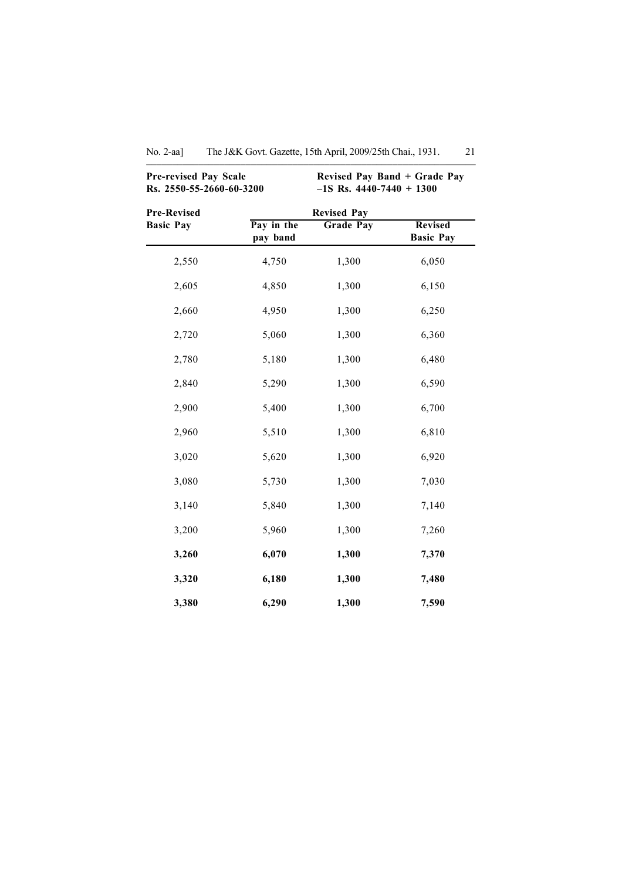**Pre-revised Pay Scale**
**Rs. 2550-55-2660-60-3200**

**Revised Pay Band + Grade Pay**
**–1S Rs. 4440-7440 + 1300**

| Pre-Revised Basic Pay | Revised Pay | | |
|---|---|---|---|
| | Pay in the pay band | Grade Pay | Revised Basic Pay |
| 2,550 | 4,750 | 1,300 | 6,050 |
| 2,605 | 4,850 | 1,300 | 6,150 |
| 2,660 | 4,950 | 1,300 | 6,250 |
| 2,720 | 5,060 | 1,300 | 6,360 |
| 2,780 | 5,180 | 1,300 | 6,480 |
| 2,840 | 5,290 | 1,300 | 6,590 |
| 2,900 | 5,400 | 1,300 | 6,700 |
| 2,960 | 5,510 | 1,300 | 6,810 |
| 3,020 | 5,620 | 1,300 | 6,920 |
| 3,080 | 5,730 | 1,300 | 7,030 |
| 3,140 | 5,840 | 1,300 | 7,140 |
| 3,200 | 5,960 | 1,300 | 7,260 |
| **3,260** | **6,070** | **1,300** | **7,370** |
| **3,320** | **6,180** | **1,300** | **7,480** |
| **3,380** | **6,290** | **1,300** | **7,590** |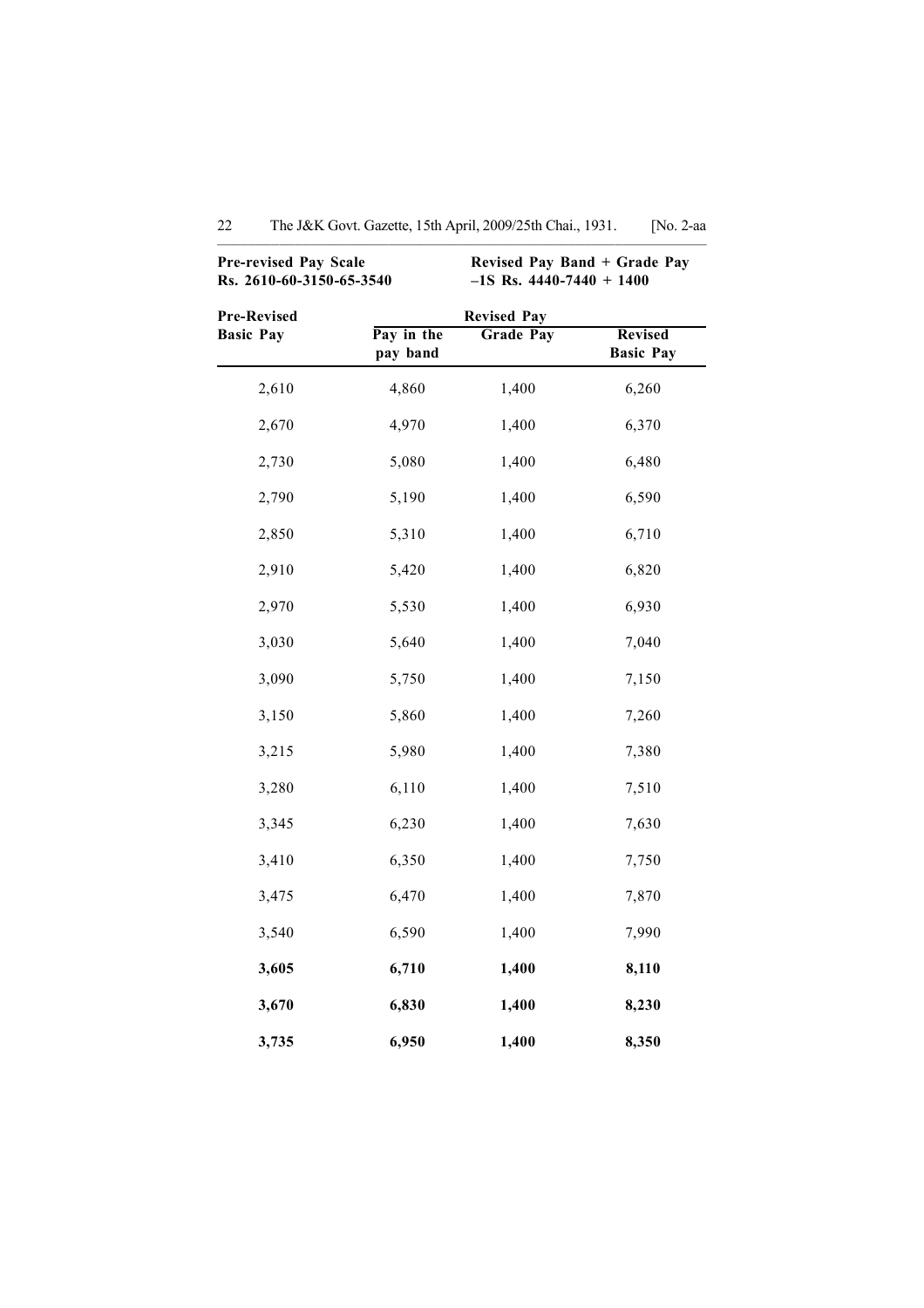**Pre-revised Pay Scale Rs. 2610-60-3150-65-3540**

**Revised Pay Band + Grade Pay –1S Rs. 4440-7440 + 1400**

| Pre-Revised Basic Pay | Revised Pay | | |
|---|---|---|---|
| | Pay in the pay band | Grade Pay | Revised Basic Pay |
| 2,610 | 4,860 | 1,400 | 6,260 |
| 2,670 | 4,970 | 1,400 | 6,370 |
| 2,730 | 5,080 | 1,400 | 6,480 |
| 2,790 | 5,190 | 1,400 | 6,590 |
| 2,850 | 5,310 | 1,400 | 6,710 |
| 2,910 | 5,420 | 1,400 | 6,820 |
| 2,970 | 5,530 | 1,400 | 6,930 |
| 3,030 | 5,640 | 1,400 | 7,040 |
| 3,090 | 5,750 | 1,400 | 7,150 |
| 3,150 | 5,860 | 1,400 | 7,260 |
| 3,215 | 5,980 | 1,400 | 7,380 |
| 3,280 | 6,110 | 1,400 | 7,510 |
| 3,345 | 6,230 | 1,400 | 7,630 |
| 3,410 | 6,350 | 1,400 | 7,750 |
| 3,475 | 6,470 | 1,400 | 7,870 |
| 3,540 | 6,590 | 1,400 | 7,990 |
| **3,605** | **6,710** | **1,400** | **8,110** |
| **3,670** | **6,830** | **1,400** | **8,230** |
| **3,735** | **6,950** | **1,400** | **8,350** |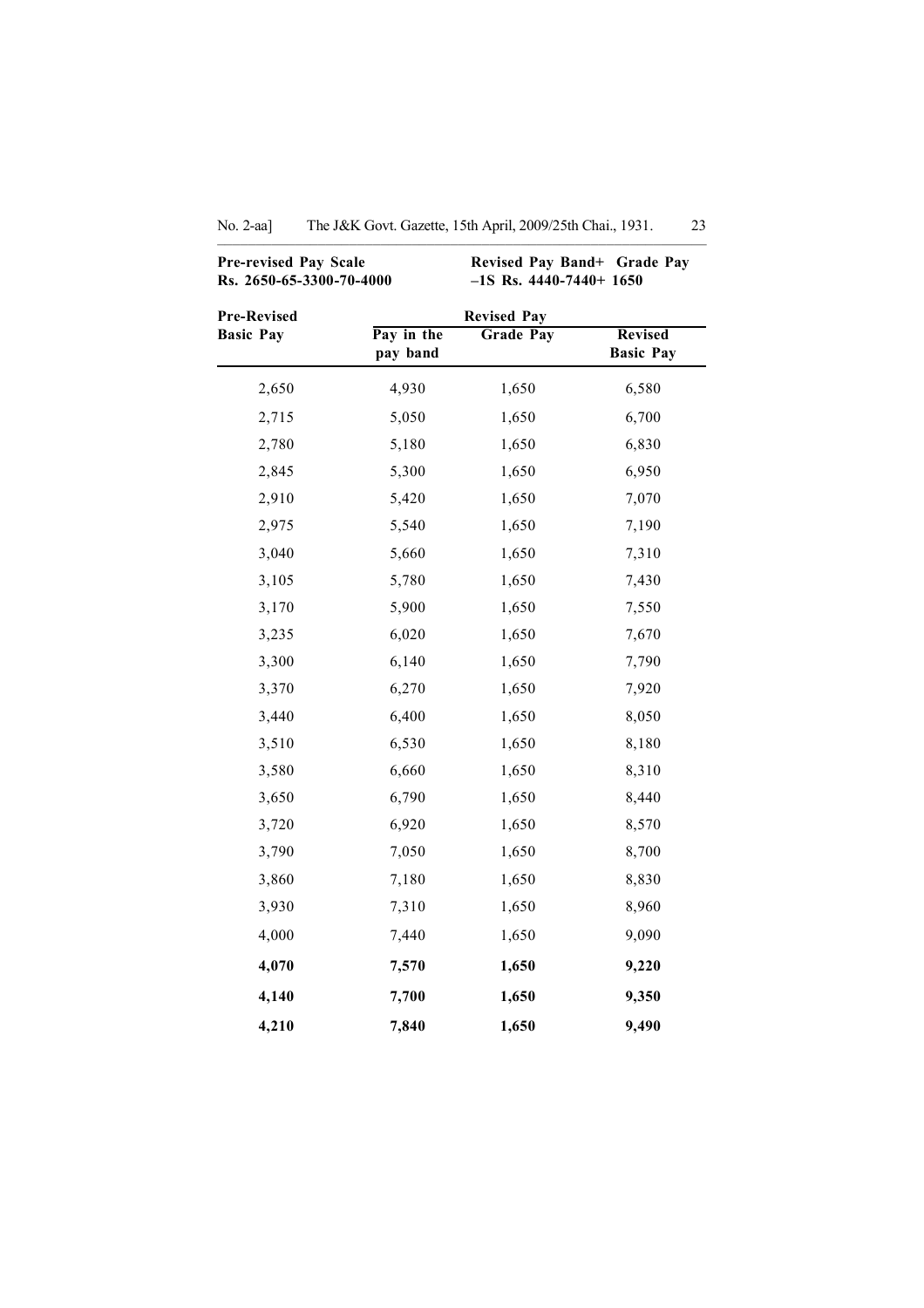**Pre-revised Pay Scale**
**Rs. 2650-65-3300-70-4000**

**Revised Pay Band+ Grade Pay**
**–1S Rs. 4440-7440+ 1650**

| Pre-Revised Basic Pay | Revised Pay | | |
|---|---|---|---|
| | Pay in the pay band | Grade Pay | Revised Basic Pay |
| 2,650 | 4,930 | 1,650 | 6,580 |
| 2,715 | 5,050 | 1,650 | 6,700 |
| 2,780 | 5,180 | 1,650 | 6,830 |
| 2,845 | 5,300 | 1,650 | 6,950 |
| 2,910 | 5,420 | 1,650 | 7,070 |
| 2,975 | 5,540 | 1,650 | 7,190 |
| 3,040 | 5,660 | 1,650 | 7,310 |
| 3,105 | 5,780 | 1,650 | 7,430 |
| 3,170 | 5,900 | 1,650 | 7,550 |
| 3,235 | 6,020 | 1,650 | 7,670 |
| 3,300 | 6,140 | 1,650 | 7,790 |
| 3,370 | 6,270 | 1,650 | 7,920 |
| 3,440 | 6,400 | 1,650 | 8,050 |
| 3,510 | 6,530 | 1,650 | 8,180 |
| 3,580 | 6,660 | 1,650 | 8,310 |
| 3,650 | 6,790 | 1,650 | 8,440 |
| 3,720 | 6,920 | 1,650 | 8,570 |
| 3,790 | 7,050 | 1,650 | 8,700 |
| 3,860 | 7,180 | 1,650 | 8,830 |
| 3,930 | 7,310 | 1,650 | 8,960 |
| 4,000 | 7,440 | 1,650 | 9,090 |
| **4,070** | **7,570** | **1,650** | **9,220** |
| **4,140** | **7,700** | **1,650** | **9,350** |
| **4,210** | **7,840** | **1,650** | **9,490** |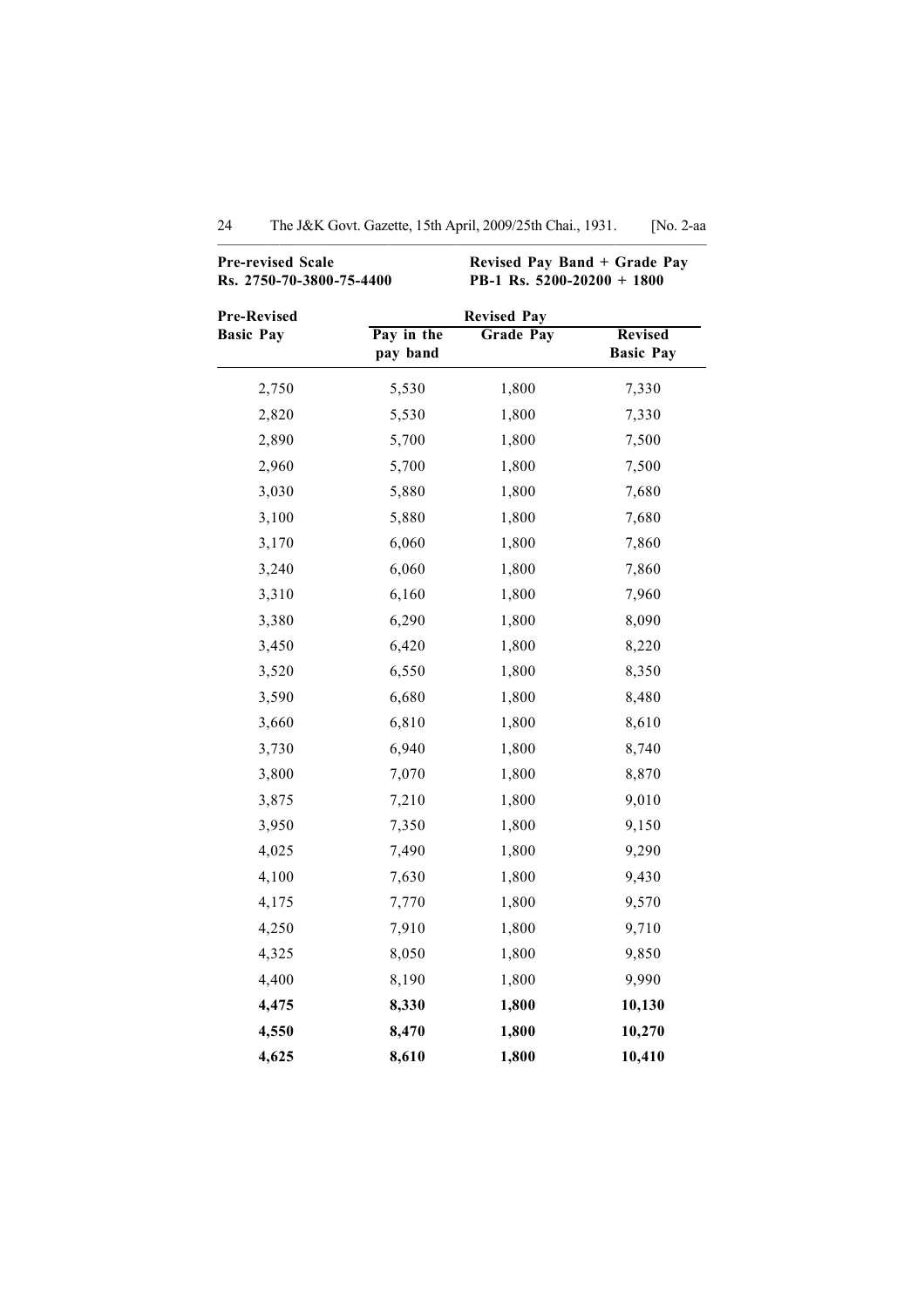**Pre-revised Scale**
**Rs. 2750-70-3800-75-4400**

**Revised Pay Band + Grade Pay**
**PB-1 Rs. 5200-20200 + 1800**

| **Pre-Revised Basic Pay** | **Revised Pay** | | |
|---|---|---|---|
| | **Pay in the pay band** | **Grade Pay** | **Revised Basic Pay** |
| 2,750 | 5,530 | 1,800 | 7,330 |
| 2,820 | 5,530 | 1,800 | 7,330 |
| 2,890 | 5,700 | 1,800 | 7,500 |
| 2,960 | 5,700 | 1,800 | 7,500 |
| 3,030 | 5,880 | 1,800 | 7,680 |
| 3,100 | 5,880 | 1,800 | 7,680 |
| 3,170 | 6,060 | 1,800 | 7,860 |
| 3,240 | 6,060 | 1,800 | 7,860 |
| 3,310 | 6,160 | 1,800 | 7,960 |
| 3,380 | 6,290 | 1,800 | 8,090 |
| 3,450 | 6,420 | 1,800 | 8,220 |
| 3,520 | 6,550 | 1,800 | 8,350 |
| 3,590 | 6,680 | 1,800 | 8,480 |
| 3,660 | 6,810 | 1,800 | 8,610 |
| 3,730 | 6,940 | 1,800 | 8,740 |
| 3,800 | 7,070 | 1,800 | 8,870 |
| 3,875 | 7,210 | 1,800 | 9,010 |
| 3,950 | 7,350 | 1,800 | 9,150 |
| 4,025 | 7,490 | 1,800 | 9,290 |
| 4,100 | 7,630 | 1,800 | 9,430 |
| 4,175 | 7,770 | 1,800 | 9,570 |
| 4,250 | 7,910 | 1,800 | 9,710 |
| 4,325 | 8,050 | 1,800 | 9,850 |
| 4,400 | 8,190 | 1,800 | 9,990 |
| **4,475** | **8,330** | **1,800** | **10,130** |
| **4,550** | **8,470** | **1,800** | **10,270** |
| **4,625** | **8,610** | **1,800** | **10,410** |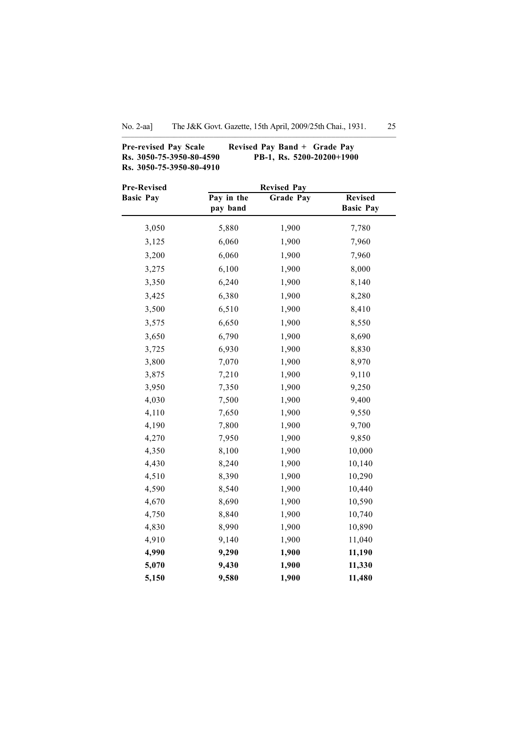**Pre-revised Pay Scale**
**Rs. 3050-75-3950-80-4590**
**Rs. 3050-75-3950-80-4910**

**Revised Pay Band + Grade Pay**
**PB-1, Rs. 5200-20200+1900**

| Pre-Revised Basic Pay | Revised Pay | | |
|---|---|---|---|
| | Pay in the pay band | Grade Pay | Revised Basic Pay |
| 3,050 | 5,880 | 1,900 | 7,780 |
| 3,125 | 6,060 | 1,900 | 7,960 |
| 3,200 | 6,060 | 1,900 | 7,960 |
| 3,275 | 6,100 | 1,900 | 8,000 |
| 3,350 | 6,240 | 1,900 | 8,140 |
| 3,425 | 6,380 | 1,900 | 8,280 |
| 3,500 | 6,510 | 1,900 | 8,410 |
| 3,575 | 6,650 | 1,900 | 8,550 |
| 3,650 | 6,790 | 1,900 | 8,690 |
| 3,725 | 6,930 | 1,900 | 8,830 |
| 3,800 | 7,070 | 1,900 | 8,970 |
| 3,875 | 7,210 | 1,900 | 9,110 |
| 3,950 | 7,350 | 1,900 | 9,250 |
| 4,030 | 7,500 | 1,900 | 9,400 |
| 4,110 | 7,650 | 1,900 | 9,550 |
| 4,190 | 7,800 | 1,900 | 9,700 |
| 4,270 | 7,950 | 1,900 | 9,850 |
| 4,350 | 8,100 | 1,900 | 10,000 |
| 4,430 | 8,240 | 1,900 | 10,140 |
| 4,510 | 8,390 | 1,900 | 10,290 |
| 4,590 | 8,540 | 1,900 | 10,440 |
| 4,670 | 8,690 | 1,900 | 10,590 |
| 4,750 | 8,840 | 1,900 | 10,740 |
| 4,830 | 8,990 | 1,900 | 10,890 |
| 4,910 | 9,140 | 1,900 | 11,040 |
| **4,990** | **9,290** | **1,900** | **11,190** |
| **5,070** | **9,430** | **1,900** | **11,330** |
| **5,150** | **9,580** | **1,900** | **11,480** |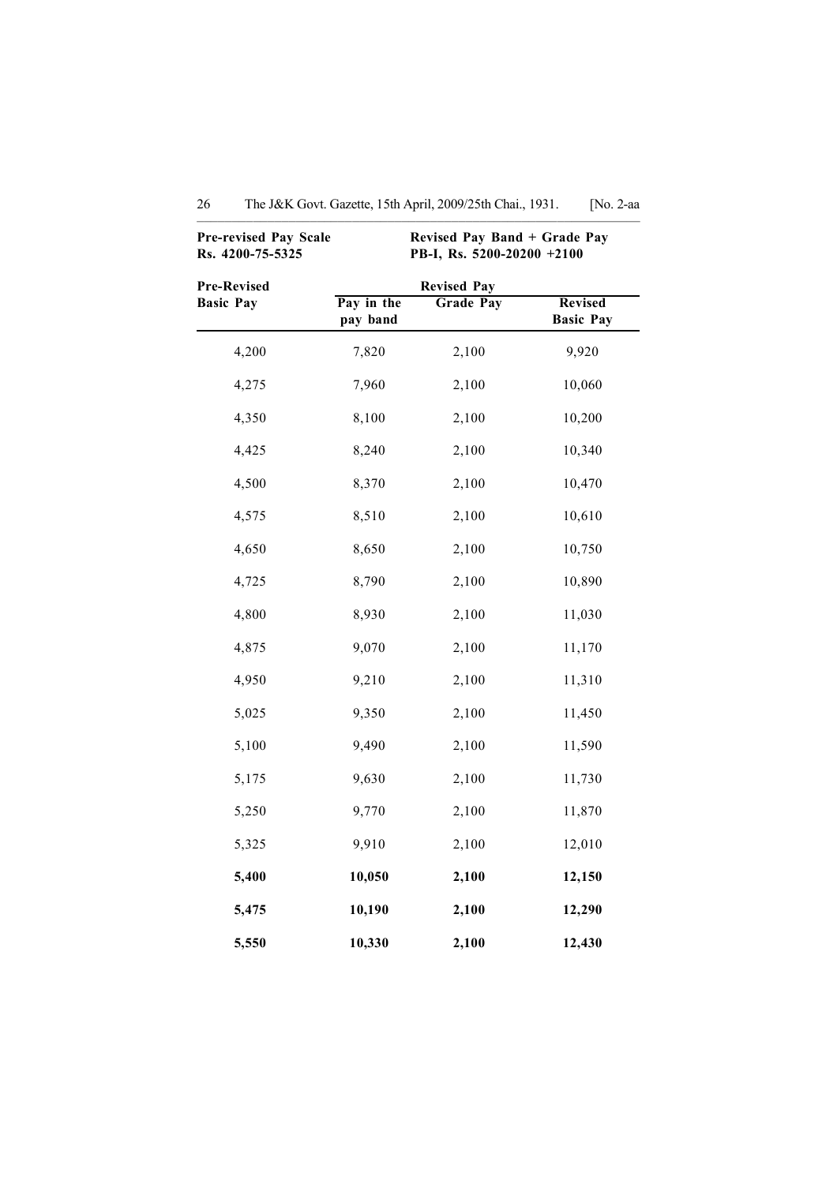**Pre-revised Pay Scale**
**Rs. 4200-75-5325**

**Revised Pay Band + Grade Pay**
**PB-I, Rs. 5200-20200 +2100**

| **Pre-Revised Basic Pay** | **Revised Pay** | | |
|---|---|---|---|
| | **Pay in the pay band** | **Grade Pay** | **Revised Basic Pay** |
| 4,200 | 7,820 | 2,100 | 9,920 |
| 4,275 | 7,960 | 2,100 | 10,060 |
| 4,350 | 8,100 | 2,100 | 10,200 |
| 4,425 | 8,240 | 2,100 | 10,340 |
| 4,500 | 8,370 | 2,100 | 10,470 |
| 4,575 | 8,510 | 2,100 | 10,610 |
| 4,650 | 8,650 | 2,100 | 10,750 |
| 4,725 | 8,790 | 2,100 | 10,890 |
| 4,800 | 8,930 | 2,100 | 11,030 |
| 4,875 | 9,070 | 2,100 | 11,170 |
| 4,950 | 9,210 | 2,100 | 11,310 |
| 5,025 | 9,350 | 2,100 | 11,450 |
| 5,100 | 9,490 | 2,100 | 11,590 |
| 5,175 | 9,630 | 2,100 | 11,730 |
| 5,250 | 9,770 | 2,100 | 11,870 |
| 5,325 | 9,910 | 2,100 | 12,010 |
| **5,400** | **10,050** | **2,100** | **12,150** |
| **5,475** | **10,190** | **2,100** | **12,290** |
| **5,550** | **10,330** | **2,100** | **12,430** |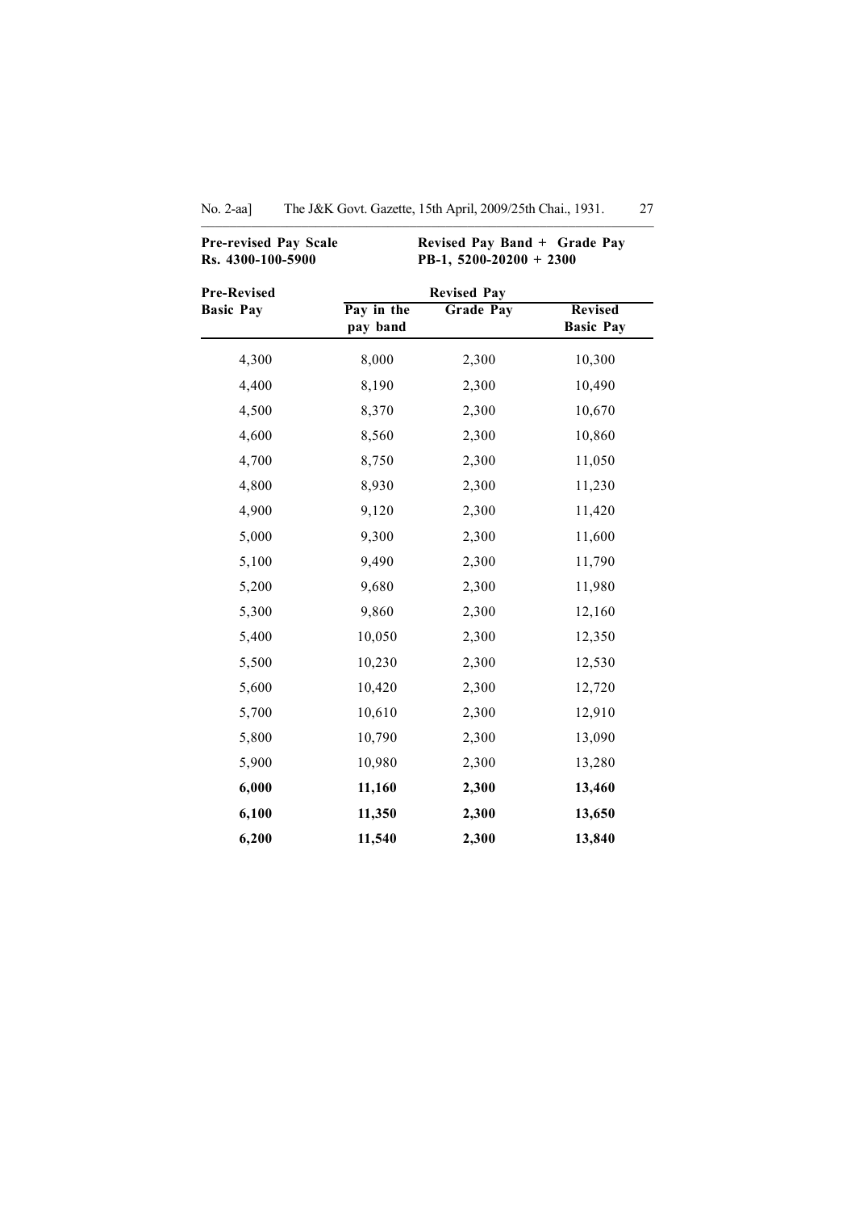| **Pre-revised Pay Scale Rs. 4300-100-5900** | **Revised Pay Band + Grade Pay PB-1, 5200-20200 + 2300** | | |
|---|---|---|---|
| **Pre-Revised Basic Pay** | **Revised Pay** | | |
| | **Pay in the pay band** | **Grade Pay** | **Revised Basic Pay** |
| 4,300 | 8,000 | 2,300 | 10,300 |
| 4,400 | 8,190 | 2,300 | 10,490 |
| 4,500 | 8,370 | 2,300 | 10,670 |
| 4,600 | 8,560 | 2,300 | 10,860 |
| 4,700 | 8,750 | 2,300 | 11,050 |
| 4,800 | 8,930 | 2,300 | 11,230 |
| 4,900 | 9,120 | 2,300 | 11,420 |
| 5,000 | 9,300 | 2,300 | 11,600 |
| 5,100 | 9,490 | 2,300 | 11,790 |
| 5,200 | 9,680 | 2,300 | 11,980 |
| 5,300 | 9,860 | 2,300 | 12,160 |
| 5,400 | 10,050 | 2,300 | 12,350 |
| 5,500 | 10,230 | 2,300 | 12,530 |
| 5,600 | 10,420 | 2,300 | 12,720 |
| 5,700 | 10,610 | 2,300 | 12,910 |
| 5,800 | 10,790 | 2,300 | 13,090 |
| 5,900 | 10,980 | 2,300 | 13,280 |
| **6,000** | **11,160** | **2,300** | **13,460** |
| **6,100** | **11,350** | **2,300** | **13,650** |
| **6,200** | **11,540** | **2,300** | **13,840** |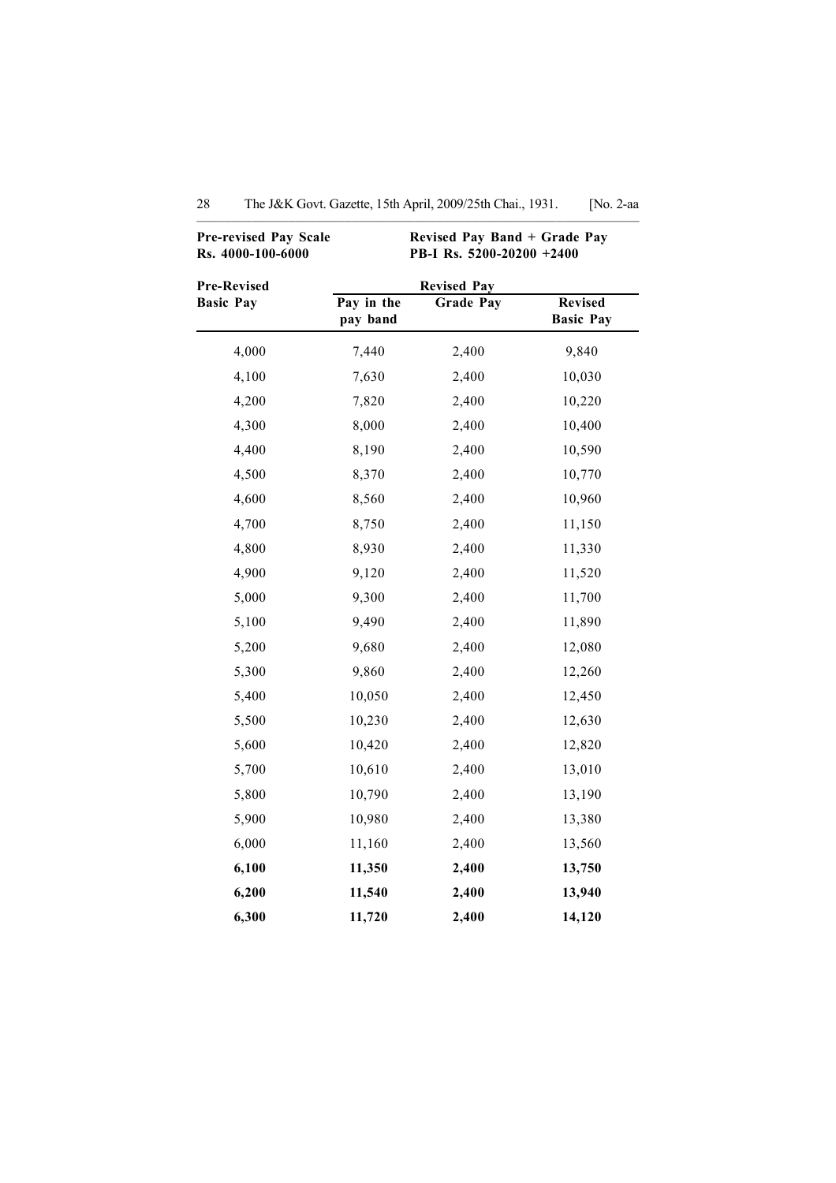**Pre-revised Pay Scale**
**Rs. 4000-100-6000**

**Revised Pay Band + Grade Pay**
**PB-I Rs. 5200-20200 +2400**

| **Pre-Revised Basic Pay** | **Revised Pay** | | |
|---|---|---|---|
| | **Pay in the pay band** | **Grade Pay** | **Revised Basic Pay** |
| 4,000 | 7,440 | 2,400 | 9,840 |
| 4,100 | 7,630 | 2,400 | 10,030 |
| 4,200 | 7,820 | 2,400 | 10,220 |
| 4,300 | 8,000 | 2,400 | 10,400 |
| 4,400 | 8,190 | 2,400 | 10,590 |
| 4,500 | 8,370 | 2,400 | 10,770 |
| 4,600 | 8,560 | 2,400 | 10,960 |
| 4,700 | 8,750 | 2,400 | 11,150 |
| 4,800 | 8,930 | 2,400 | 11,330 |
| 4,900 | 9,120 | 2,400 | 11,520 |
| 5,000 | 9,300 | 2,400 | 11,700 |
| 5,100 | 9,490 | 2,400 | 11,890 |
| 5,200 | 9,680 | 2,400 | 12,080 |
| 5,300 | 9,860 | 2,400 | 12,260 |
| 5,400 | 10,050 | 2,400 | 12,450 |
| 5,500 | 10,230 | 2,400 | 12,630 |
| 5,600 | 10,420 | 2,400 | 12,820 |
| 5,700 | 10,610 | 2,400 | 13,010 |
| 5,800 | 10,790 | 2,400 | 13,190 |
| 5,900 | 10,980 | 2,400 | 13,380 |
| 6,000 | 11,160 | 2,400 | 13,560 |
| **6,100** | **11,350** | **2,400** | **13,750** |
| **6,200** | **11,540** | **2,400** | **13,940** |
| **6,300** | **11,720** | **2,400** | **14,120** |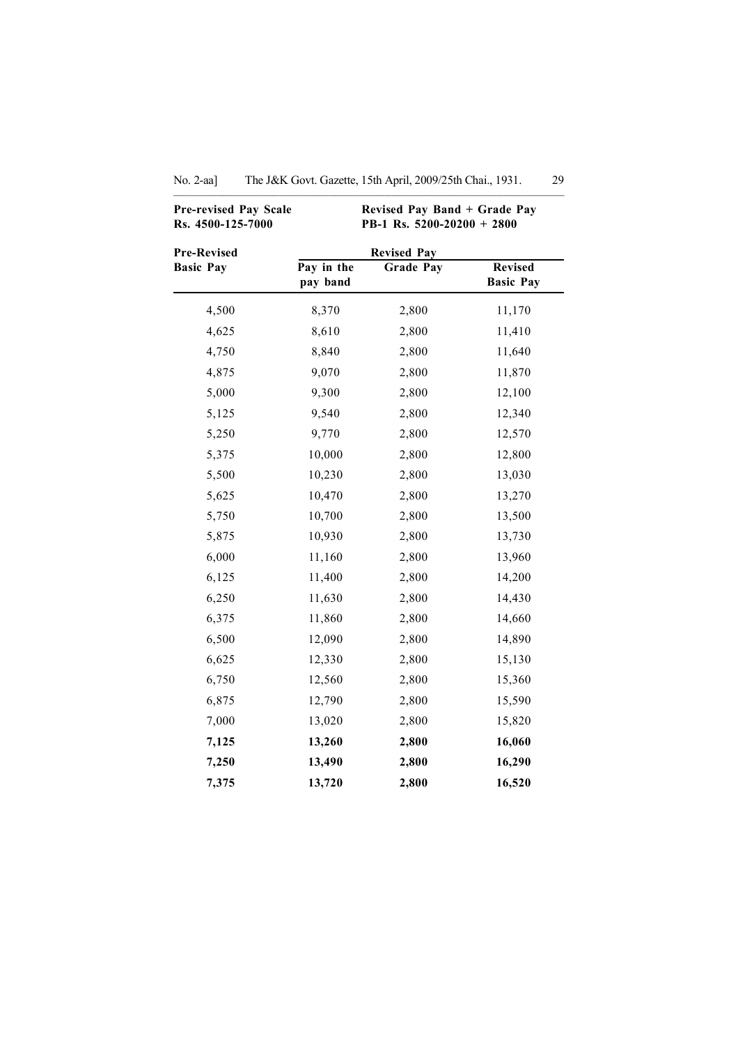| Pre-revised Pay Scale Rs. 4500-125-7000 | Revised Pay Band + Grade Pay PB-1 Rs. 5200-20200 + 2800 | | |
|---|---|---|---|
| **Pre-Revised Basic Pay** | **Revised Pay** | | |
| | **Pay in the pay band** | **Grade Pay** | **Revised Basic Pay** |
| 4,500 | 8,370 | 2,800 | 11,170 |
| 4,625 | 8,610 | 2,800 | 11,410 |
| 4,750 | 8,840 | 2,800 | 11,640 |
| 4,875 | 9,070 | 2,800 | 11,870 |
| 5,000 | 9,300 | 2,800 | 12,100 |
| 5,125 | 9,540 | 2,800 | 12,340 |
| 5,250 | 9,770 | 2,800 | 12,570 |
| 5,375 | 10,000 | 2,800 | 12,800 |
| 5,500 | 10,230 | 2,800 | 13,030 |
| 5,625 | 10,470 | 2,800 | 13,270 |
| 5,750 | 10,700 | 2,800 | 13,500 |
| 5,875 | 10,930 | 2,800 | 13,730 |
| 6,000 | 11,160 | 2,800 | 13,960 |
| 6,125 | 11,400 | 2,800 | 14,200 |
| 6,250 | 11,630 | 2,800 | 14,430 |
| 6,375 | 11,860 | 2,800 | 14,660 |
| 6,500 | 12,090 | 2,800 | 14,890 |
| 6,625 | 12,330 | 2,800 | 15,130 |
| 6,750 | 12,560 | 2,800 | 15,360 |
| 6,875 | 12,790 | 2,800 | 15,590 |
| 7,000 | 13,020 | 2,800 | 15,820 |
| **7,125** | **13,260** | **2,800** | **16,060** |
| **7,250** | **13,490** | **2,800** | **16,290** |
| **7,375** | **13,720** | **2,800** | **16,520** |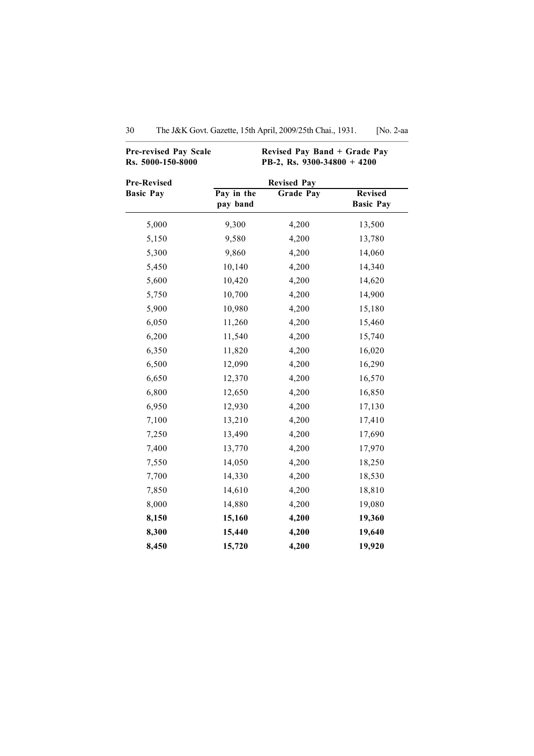| **Pre-revised Pay Scale Rs. 5000-150-8000** | **Revised Pay Band + Grade Pay PB-2, Rs. 9300-34800 + 4200** | | |
|---|---|---|---|
| **Pre-Revised Basic Pay** | **Revised Pay** | | |
| | **Pay in the pay band** | **Grade Pay** | **Revised Basic Pay** |
| 5,000 | 9,300 | 4,200 | 13,500 |
| 5,150 | 9,580 | 4,200 | 13,780 |
| 5,300 | 9,860 | 4,200 | 14,060 |
| 5,450 | 10,140 | 4,200 | 14,340 |
| 5,600 | 10,420 | 4,200 | 14,620 |
| 5,750 | 10,700 | 4,200 | 14,900 |
| 5,900 | 10,980 | 4,200 | 15,180 |
| 6,050 | 11,260 | 4,200 | 15,460 |
| 6,200 | 11,540 | 4,200 | 15,740 |
| 6,350 | 11,820 | 4,200 | 16,020 |
| 6,500 | 12,090 | 4,200 | 16,290 |
| 6,650 | 12,370 | 4,200 | 16,570 |
| 6,800 | 12,650 | 4,200 | 16,850 |
| 6,950 | 12,930 | 4,200 | 17,130 |
| 7,100 | 13,210 | 4,200 | 17,410 |
| 7,250 | 13,490 | 4,200 | 17,690 |
| 7,400 | 13,770 | 4,200 | 17,970 |
| 7,550 | 14,050 | 4,200 | 18,250 |
| 7,700 | 14,330 | 4,200 | 18,530 |
| 7,850 | 14,610 | 4,200 | 18,810 |
| 8,000 | 14,880 | 4,200 | 19,080 |
| **8,150** | **15,160** | **4,200** | **19,360** |
| **8,300** | **15,440** | **4,200** | **19,640** |
| **8,450** | **15,720** | **4,200** | **19,920** |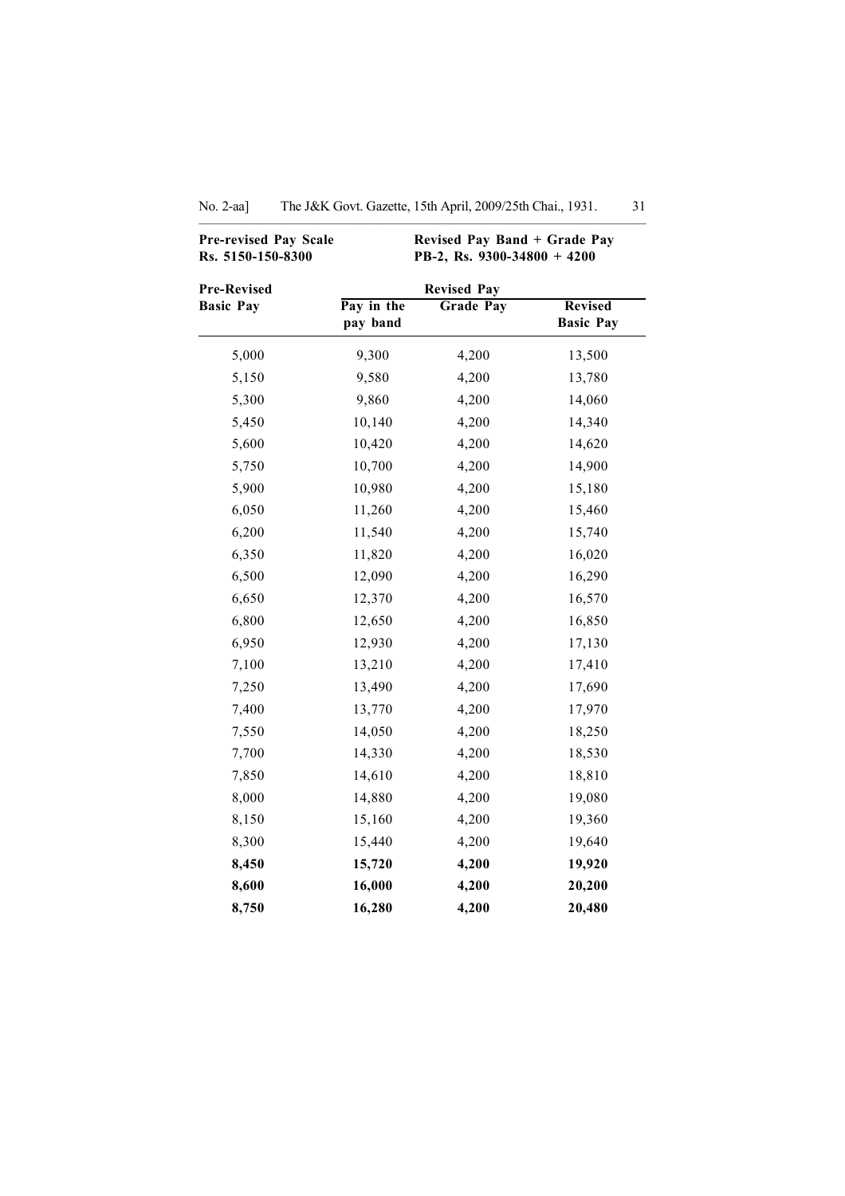**Pre-revised Pay Scale**
**Rs. 5150-150-8300**

**Revised Pay Band + Grade Pay**
**PB-2, Rs. 9300-34800 + 4200**

| Pre-Revised Basic Pay | Revised Pay | | |
|---|---|---|---|
| | Pay in the pay band | Grade Pay | Revised Basic Pay |
| 5,000 | 9,300 | 4,200 | 13,500 |
| 5,150 | 9,580 | 4,200 | 13,780 |
| 5,300 | 9,860 | 4,200 | 14,060 |
| 5,450 | 10,140 | 4,200 | 14,340 |
| 5,600 | 10,420 | 4,200 | 14,620 |
| 5,750 | 10,700 | 4,200 | 14,900 |
| 5,900 | 10,980 | 4,200 | 15,180 |
| 6,050 | 11,260 | 4,200 | 15,460 |
| 6,200 | 11,540 | 4,200 | 15,740 |
| 6,350 | 11,820 | 4,200 | 16,020 |
| 6,500 | 12,090 | 4,200 | 16,290 |
| 6,650 | 12,370 | 4,200 | 16,570 |
| 6,800 | 12,650 | 4,200 | 16,850 |
| 6,950 | 12,930 | 4,200 | 17,130 |
| 7,100 | 13,210 | 4,200 | 17,410 |
| 7,250 | 13,490 | 4,200 | 17,690 |
| 7,400 | 13,770 | 4,200 | 17,970 |
| 7,550 | 14,050 | 4,200 | 18,250 |
| 7,700 | 14,330 | 4,200 | 18,530 |
| 7,850 | 14,610 | 4,200 | 18,810 |
| 8,000 | 14,880 | 4,200 | 19,080 |
| 8,150 | 15,160 | 4,200 | 19,360 |
| 8,300 | 15,440 | 4,200 | 19,640 |
| **8,450** | **15,720** | **4,200** | **19,920** |
| **8,600** | **16,000** | **4,200** | **20,200** |
| **8,750** | **16,280** | **4,200** | **20,480** |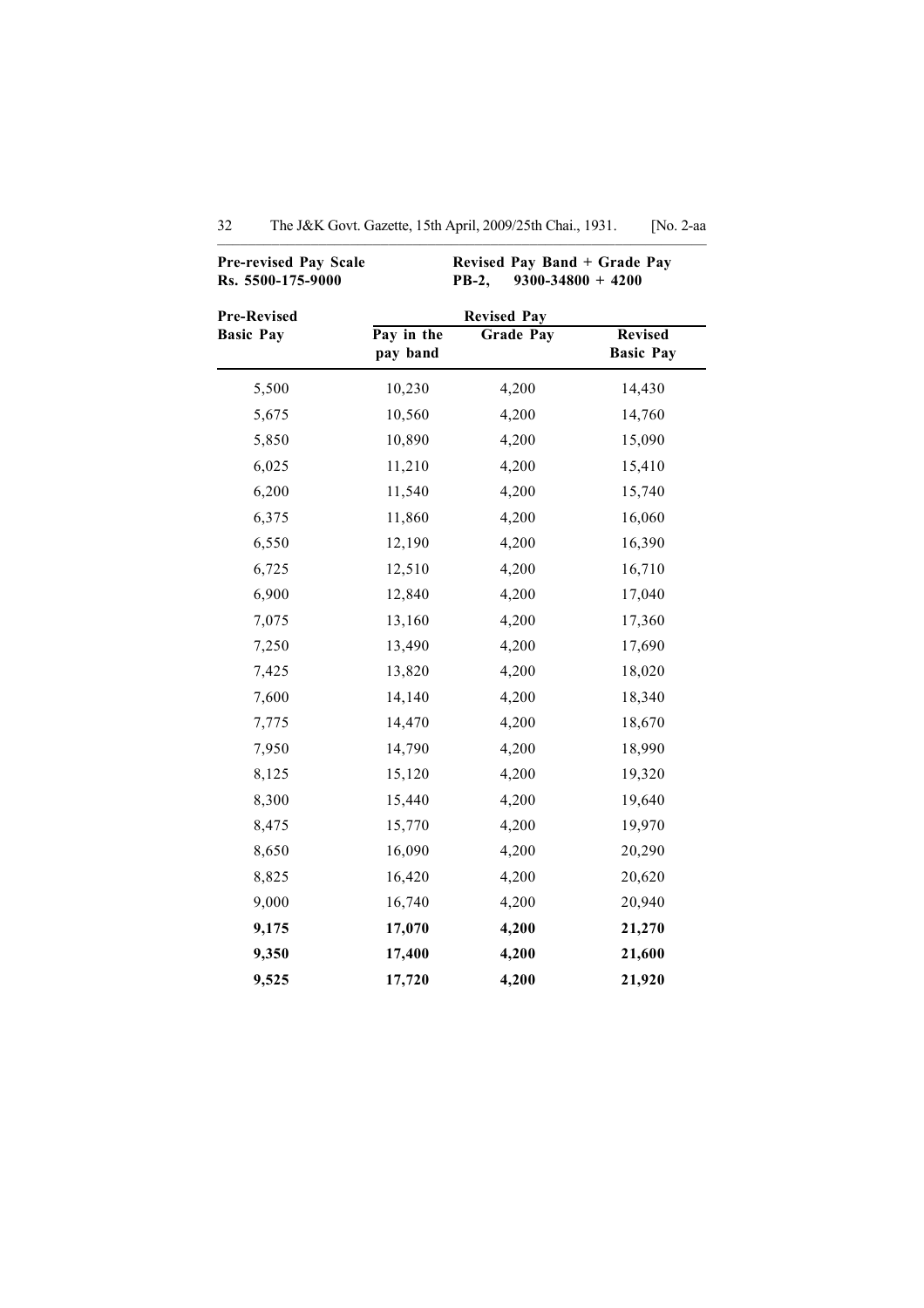**Pre-revised Pay Scale**
**Rs. 5500-175-9000**

**Revised Pay Band + Grade Pay**
**PB-2, 9300-34800 + 4200**

| Pre-Revised Basic Pay | Revised Pay | | |
|---|---|---|---|
| | Pay in the pay band | Grade Pay | Revised Basic Pay |
| 5,500 | 10,230 | 4,200 | 14,430 |
| 5,675 | 10,560 | 4,200 | 14,760 |
| 5,850 | 10,890 | 4,200 | 15,090 |
| 6,025 | 11,210 | 4,200 | 15,410 |
| 6,200 | 11,540 | 4,200 | 15,740 |
| 6,375 | 11,860 | 4,200 | 16,060 |
| 6,550 | 12,190 | 4,200 | 16,390 |
| 6,725 | 12,510 | 4,200 | 16,710 |
| 6,900 | 12,840 | 4,200 | 17,040 |
| 7,075 | 13,160 | 4,200 | 17,360 |
| 7,250 | 13,490 | 4,200 | 17,690 |
| 7,425 | 13,820 | 4,200 | 18,020 |
| 7,600 | 14,140 | 4,200 | 18,340 |
| 7,775 | 14,470 | 4,200 | 18,670 |
| 7,950 | 14,790 | 4,200 | 18,990 |
| 8,125 | 15,120 | 4,200 | 19,320 |
| 8,300 | 15,440 | 4,200 | 19,640 |
| 8,475 | 15,770 | 4,200 | 19,970 |
| 8,650 | 16,090 | 4,200 | 20,290 |
| 8,825 | 16,420 | 4,200 | 20,620 |
| 9,000 | 16,740 | 4,200 | 20,940 |
| **9,175** | **17,070** | **4,200** | **21,270** |
| **9,350** | **17,400** | **4,200** | **21,600** |
| **9,525** | **17,720** | **4,200** | **21,920** |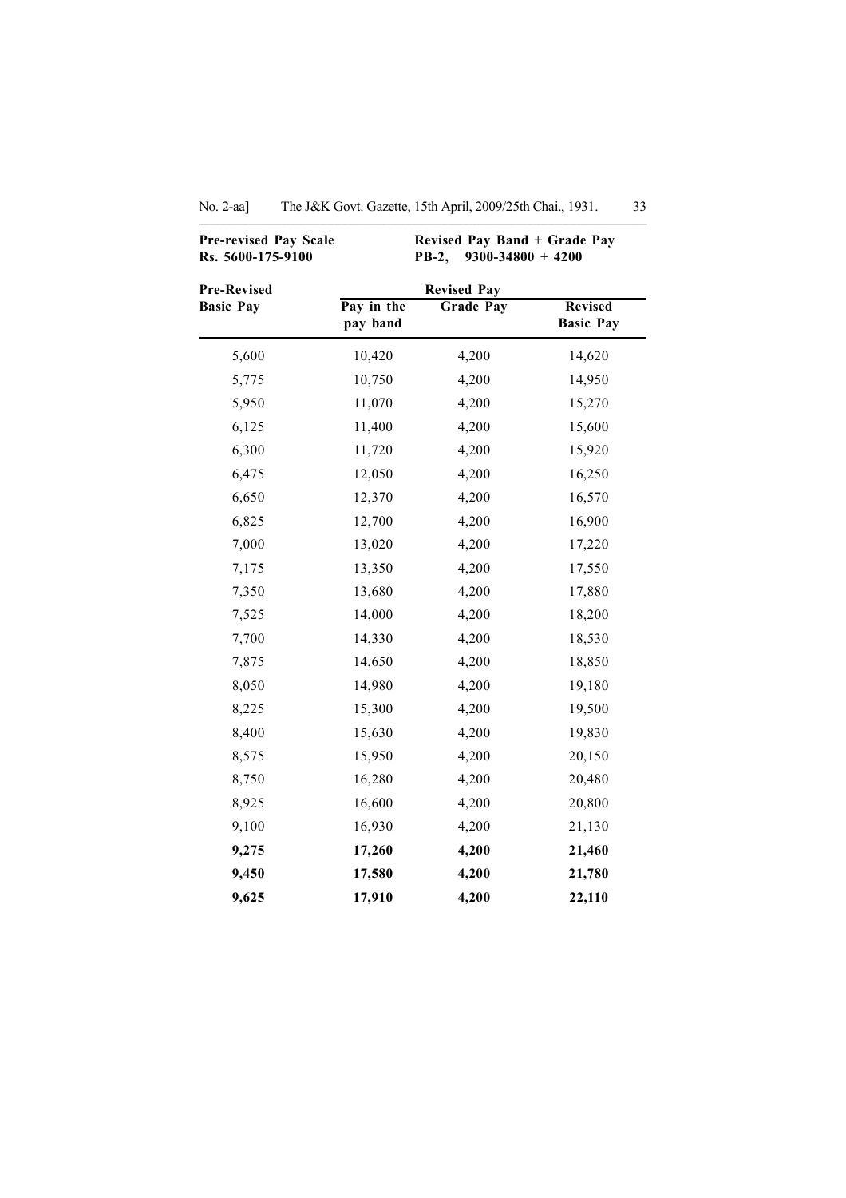**Pre-revised Pay Scale**
**Rs. 5600-175-9100**

**Revised Pay Band + Grade Pay**
**PB-2, 9300-34800 + 4200**

| **Pre-Revised Basic Pay** | **Revised Pay** | | |
|---|---|---|---|
| | **Pay in the pay band** | **Grade Pay** | **Revised Basic Pay** |
| 5,600 | 10,420 | 4,200 | 14,620 |
| 5,775 | 10,750 | 4,200 | 14,950 |
| 5,950 | 11,070 | 4,200 | 15,270 |
| 6,125 | 11,400 | 4,200 | 15,600 |
| 6,300 | 11,720 | 4,200 | 15,920 |
| 6,475 | 12,050 | 4,200 | 16,250 |
| 6,650 | 12,370 | 4,200 | 16,570 |
| 6,825 | 12,700 | 4,200 | 16,900 |
| 7,000 | 13,020 | 4,200 | 17,220 |
| 7,175 | 13,350 | 4,200 | 17,550 |
| 7,350 | 13,680 | 4,200 | 17,880 |
| 7,525 | 14,000 | 4,200 | 18,200 |
| 7,700 | 14,330 | 4,200 | 18,530 |
| 7,875 | 14,650 | 4,200 | 18,850 |
| 8,050 | 14,980 | 4,200 | 19,180 |
| 8,225 | 15,300 | 4,200 | 19,500 |
| 8,400 | 15,630 | 4,200 | 19,830 |
| 8,575 | 15,950 | 4,200 | 20,150 |
| 8,750 | 16,280 | 4,200 | 20,480 |
| 8,925 | 16,600 | 4,200 | 20,800 |
| 9,100 | 16,930 | 4,200 | 21,130 |
| **9,275** | **17,260** | **4,200** | **21,460** |
| **9,450** | **17,580** | **4,200** | **21,780** |
| **9,625** | **17,910** | **4,200** | **22,110** |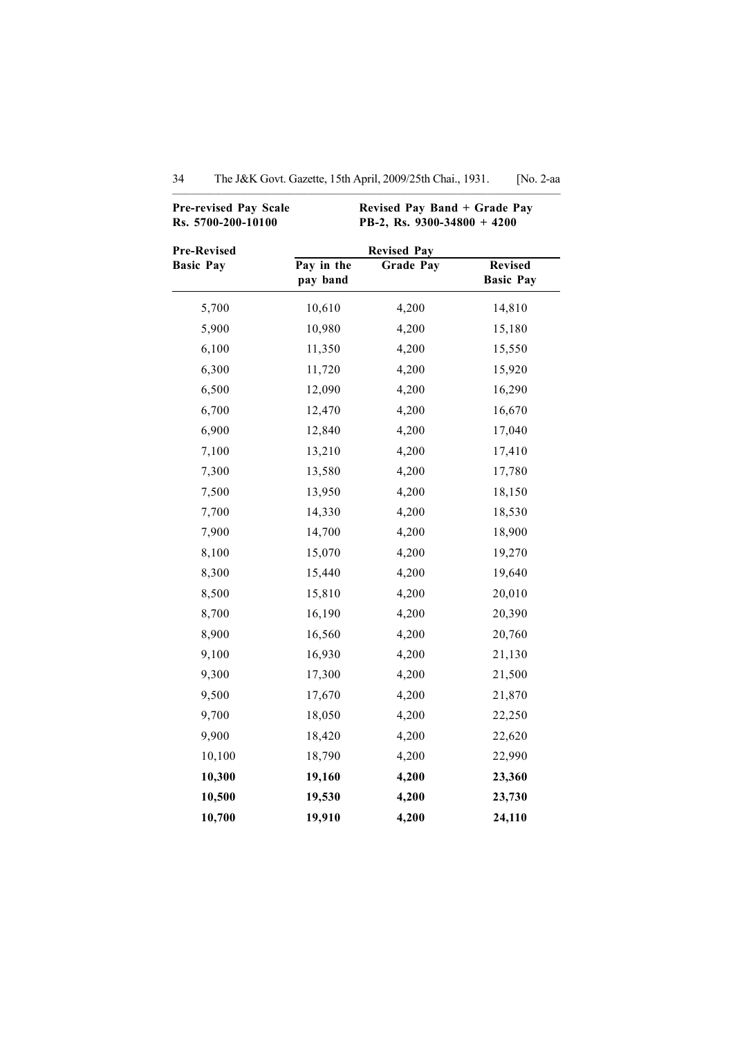| **Pre-revised Pay Scale Rs. 5700-200-10100** | **Revised Pay Band + Grade Pay PB-2, Rs. 9300-34800 + 4200** | | |
|---|---|---|---|
| **Pre-Revised Basic Pay** | **Revised Pay** | | |
| | **Pay in the pay band** | **Grade Pay** | **Revised Basic Pay** |
| 5,700 | 10,610 | 4,200 | 14,810 |
| 5,900 | 10,980 | 4,200 | 15,180 |
| 6,100 | 11,350 | 4,200 | 15,550 |
| 6,300 | 11,720 | 4,200 | 15,920 |
| 6,500 | 12,090 | 4,200 | 16,290 |
| 6,700 | 12,470 | 4,200 | 16,670 |
| 6,900 | 12,840 | 4,200 | 17,040 |
| 7,100 | 13,210 | 4,200 | 17,410 |
| 7,300 | 13,580 | 4,200 | 17,780 |
| 7,500 | 13,950 | 4,200 | 18,150 |
| 7,700 | 14,330 | 4,200 | 18,530 |
| 7,900 | 14,700 | 4,200 | 18,900 |
| 8,100 | 15,070 | 4,200 | 19,270 |
| 8,300 | 15,440 | 4,200 | 19,640 |
| 8,500 | 15,810 | 4,200 | 20,010 |
| 8,700 | 16,190 | 4,200 | 20,390 |
| 8,900 | 16,560 | 4,200 | 20,760 |
| 9,100 | 16,930 | 4,200 | 21,130 |
| 9,300 | 17,300 | 4,200 | 21,500 |
| 9,500 | 17,670 | 4,200 | 21,870 |
| 9,700 | 18,050 | 4,200 | 22,250 |
| 9,900 | 18,420 | 4,200 | 22,620 |
| 10,100 | 18,790 | 4,200 | 22,990 |
| **10,300** | **19,160** | **4,200** | **23,360** |
| **10,500** | **19,530** | **4,200** | **23,730** |
| **10,700** | **19,910** | **4,200** | **24,110** |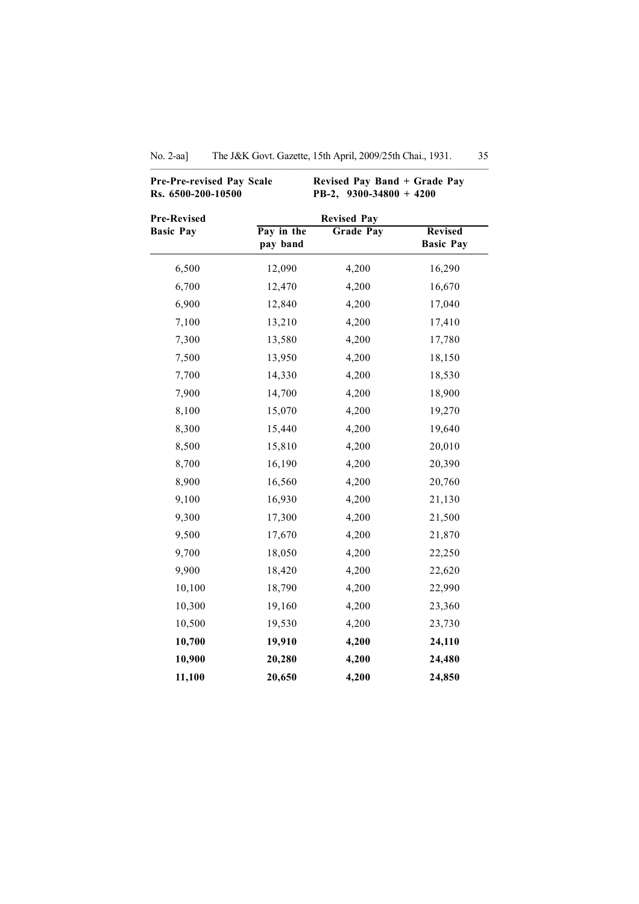| Pre-Pre-revised Pay Scale Rs. 6500-200-10500 | Revised Pay Band + Grade Pay PB-2, 9300-34800 + 4200 | | |
|---|---|---|---|
| **Pre-Revised Basic Pay** | **Revised Pay** | | |
| | **Pay in the pay band** | **Grade Pay** | **Revised Basic Pay** |
| 6,500 | 12,090 | 4,200 | 16,290 |
| 6,700 | 12,470 | 4,200 | 16,670 |
| 6,900 | 12,840 | 4,200 | 17,040 |
| 7,100 | 13,210 | 4,200 | 17,410 |
| 7,300 | 13,580 | 4,200 | 17,780 |
| 7,500 | 13,950 | 4,200 | 18,150 |
| 7,700 | 14,330 | 4,200 | 18,530 |
| 7,900 | 14,700 | 4,200 | 18,900 |
| 8,100 | 15,070 | 4,200 | 19,270 |
| 8,300 | 15,440 | 4,200 | 19,640 |
| 8,500 | 15,810 | 4,200 | 20,010 |
| 8,700 | 16,190 | 4,200 | 20,390 |
| 8,900 | 16,560 | 4,200 | 20,760 |
| 9,100 | 16,930 | 4,200 | 21,130 |
| 9,300 | 17,300 | 4,200 | 21,500 |
| 9,500 | 17,670 | 4,200 | 21,870 |
| 9,700 | 18,050 | 4,200 | 22,250 |
| 9,900 | 18,420 | 4,200 | 22,620 |
| 10,100 | 18,790 | 4,200 | 22,990 |
| 10,300 | 19,160 | 4,200 | 23,360 |
| 10,500 | 19,530 | 4,200 | 23,730 |
| **10,700** | **19,910** | **4,200** | **24,110** |
| **10,900** | **20,280** | **4,200** | **24,480** |
| **11,100** | **20,650** | **4,200** | **24,850** |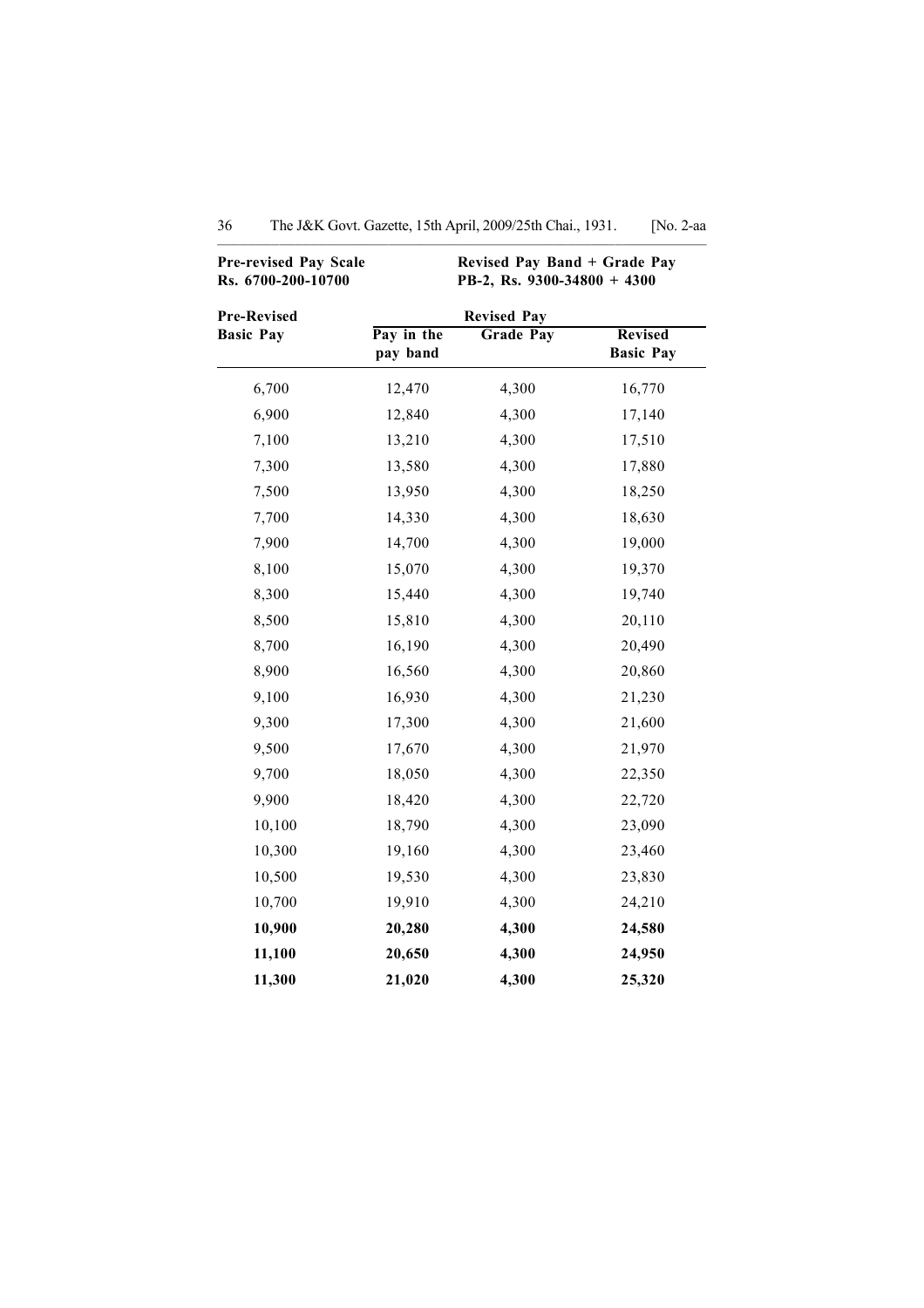| Pre-revised Pay Scale Rs. 6700-200-10700 | Revised Pay Band + Grade Pay PB-2, Rs. 9300-34800 + 4300 | | |
|---|---|---|---|
| **Pre-Revised Basic Pay** | **Revised Pay** | | |
| | **Pay in the pay band** | **Grade Pay** | **Revised Basic Pay** |
| 6,700 | 12,470 | 4,300 | 16,770 |
| 6,900 | 12,840 | 4,300 | 17,140 |
| 7,100 | 13,210 | 4,300 | 17,510 |
| 7,300 | 13,580 | 4,300 | 17,880 |
| 7,500 | 13,950 | 4,300 | 18,250 |
| 7,700 | 14,330 | 4,300 | 18,630 |
| 7,900 | 14,700 | 4,300 | 19,000 |
| 8,100 | 15,070 | 4,300 | 19,370 |
| 8,300 | 15,440 | 4,300 | 19,740 |
| 8,500 | 15,810 | 4,300 | 20,110 |
| 8,700 | 16,190 | 4,300 | 20,490 |
| 8,900 | 16,560 | 4,300 | 20,860 |
| 9,100 | 16,930 | 4,300 | 21,230 |
| 9,300 | 17,300 | 4,300 | 21,600 |
| 9,500 | 17,670 | 4,300 | 21,970 |
| 9,700 | 18,050 | 4,300 | 22,350 |
| 9,900 | 18,420 | 4,300 | 22,720 |
| 10,100 | 18,790 | 4,300 | 23,090 |
| 10,300 | 19,160 | 4,300 | 23,460 |
| 10,500 | 19,530 | 4,300 | 23,830 |
| 10,700 | 19,910 | 4,300 | 24,210 |
| **10,900** | **20,280** | **4,300** | **24,580** |
| **11,100** | **20,650** | **4,300** | **24,950** |
| **11,300** | **21,020** | **4,300** | **25,320** |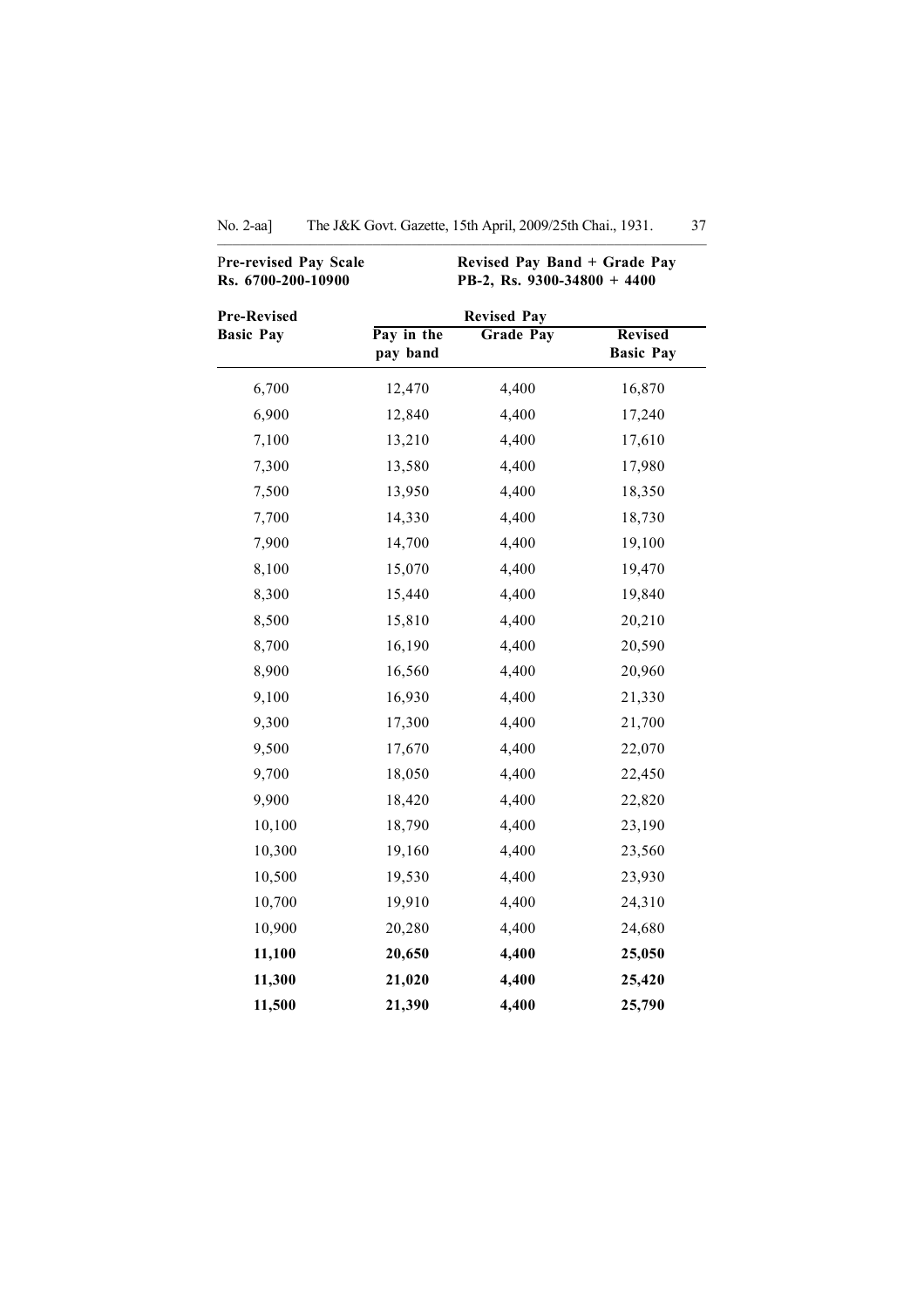| Pre-revised Pay Scale Rs. 6700-200-10900 | Revised Pay Band + Grade Pay PB-2, Rs. 9300-34800 + 4400 | | |
|---|---|---|---|
| Pre-Revised Basic Pay | Revised Pay | | |
| | Pay in the pay band | Grade Pay | Revised Basic Pay |
| 6,700 | 12,470 | 4,400 | 16,870 |
| 6,900 | 12,840 | 4,400 | 17,240 |
| 7,100 | 13,210 | 4,400 | 17,610 |
| 7,300 | 13,580 | 4,400 | 17,980 |
| 7,500 | 13,950 | 4,400 | 18,350 |
| 7,700 | 14,330 | 4,400 | 18,730 |
| 7,900 | 14,700 | 4,400 | 19,100 |
| 8,100 | 15,070 | 4,400 | 19,470 |
| 8,300 | 15,440 | 4,400 | 19,840 |
| 8,500 | 15,810 | 4,400 | 20,210 |
| 8,700 | 16,190 | 4,400 | 20,590 |
| 8,900 | 16,560 | 4,400 | 20,960 |
| 9,100 | 16,930 | 4,400 | 21,330 |
| 9,300 | 17,300 | 4,400 | 21,700 |
| 9,500 | 17,670 | 4,400 | 22,070 |
| 9,700 | 18,050 | 4,400 | 22,450 |
| 9,900 | 18,420 | 4,400 | 22,820 |
| 10,100 | 18,790 | 4,400 | 23,190 |
| 10,300 | 19,160 | 4,400 | 23,560 |
| 10,500 | 19,530 | 4,400 | 23,930 |
| 10,700 | 19,910 | 4,400 | 24,310 |
| 10,900 | 20,280 | 4,400 | 24,680 |
| **11,100** | **20,650** | **4,400** | **25,050** |
| **11,300** | **21,020** | **4,400** | **25,420** |
| **11,500** | **21,390** | **4,400** | **25,790** |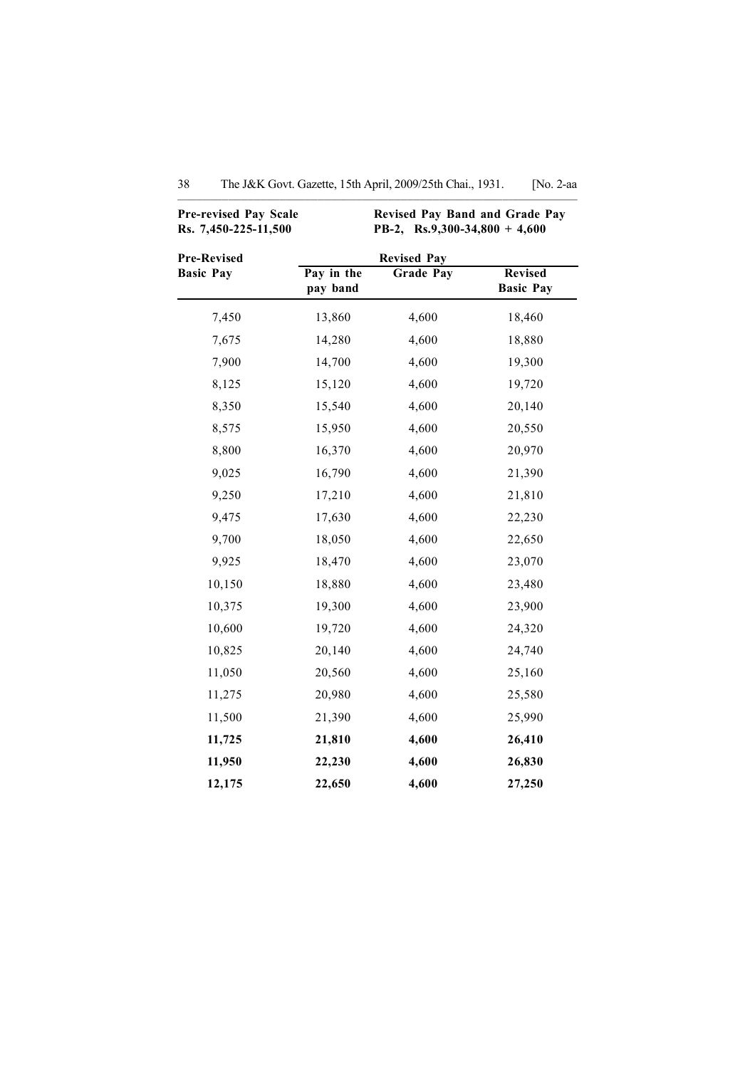**Pre-revised Pay Scale**
**Rs. 7,450-225-11,500**

**Revised Pay Band and Grade Pay**
**PB-2, Rs.9,300-34,800 + 4,600**

| Pre-Revised Basic Pay | Revised Pay | | |
|---|---|---|---|
| | Pay in the pay band | Grade Pay | Revised Basic Pay |
| 7,450 | 13,860 | 4,600 | 18,460 |
| 7,675 | 14,280 | 4,600 | 18,880 |
| 7,900 | 14,700 | 4,600 | 19,300 |
| 8,125 | 15,120 | 4,600 | 19,720 |
| 8,350 | 15,540 | 4,600 | 20,140 |
| 8,575 | 15,950 | 4,600 | 20,550 |
| 8,800 | 16,370 | 4,600 | 20,970 |
| 9,025 | 16,790 | 4,600 | 21,390 |
| 9,250 | 17,210 | 4,600 | 21,810 |
| 9,475 | 17,630 | 4,600 | 22,230 |
| 9,700 | 18,050 | 4,600 | 22,650 |
| 9,925 | 18,470 | 4,600 | 23,070 |
| 10,150 | 18,880 | 4,600 | 23,480 |
| 10,375 | 19,300 | 4,600 | 23,900 |
| 10,600 | 19,720 | 4,600 | 24,320 |
| 10,825 | 20,140 | 4,600 | 24,740 |
| 11,050 | 20,560 | 4,600 | 25,160 |
| 11,275 | 20,980 | 4,600 | 25,580 |
| 11,500 | 21,390 | 4,600 | 25,990 |
| **11,725** | **21,810** | **4,600** | **26,410** |
| **11,950** | **22,230** | **4,600** | **26,830** |
| **12,175** | **22,650** | **4,600** | **27,250** |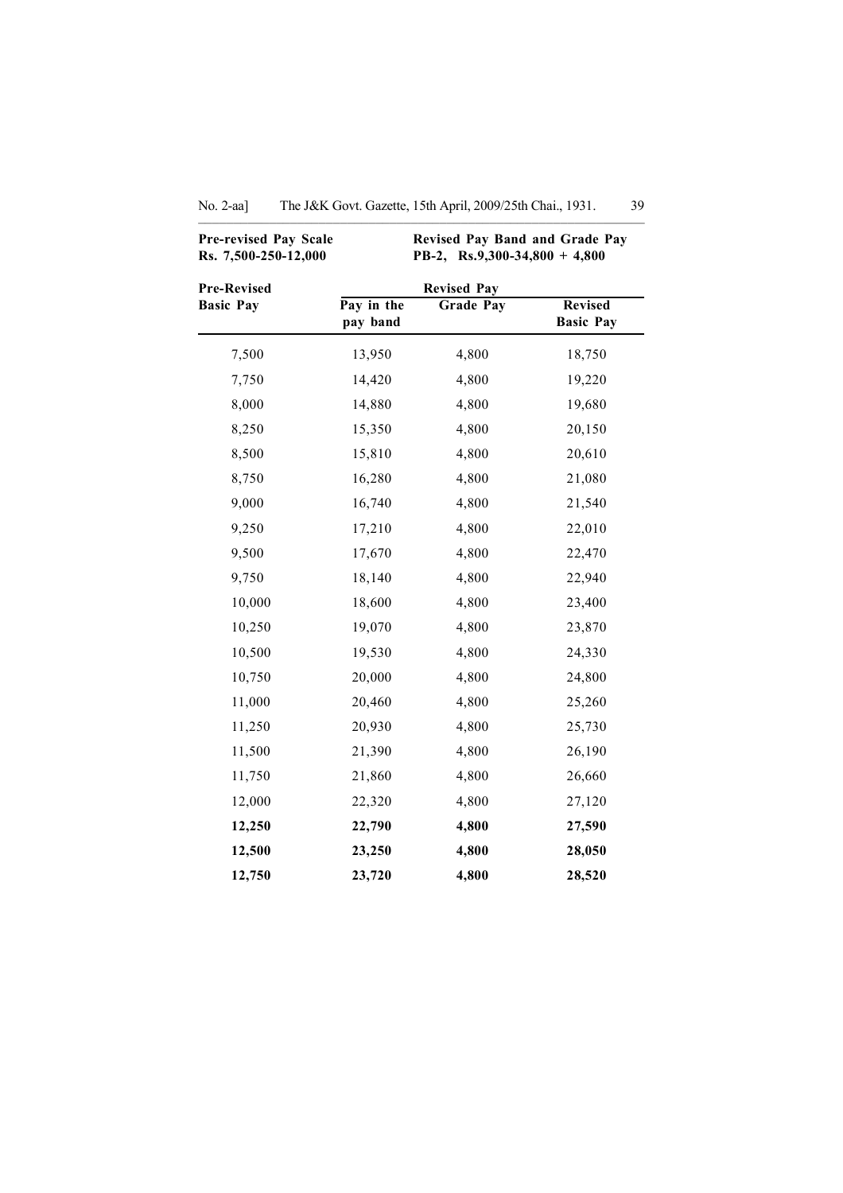| Pre-revised Pay Scale Rs. 7,500-250-12,000 | Revised Pay Band and Grade Pay PB-2, Rs.9,300-34,800 + 4,800 | | |
|---|---|---|---|
| **Pre-Revised Basic Pay** | **Revised Pay** | | |
| | **Pay in the pay band** | **Grade Pay** | **Revised Basic Pay** |
| 7,500 | 13,950 | 4,800 | 18,750 |
| 7,750 | 14,420 | 4,800 | 19,220 |
| 8,000 | 14,880 | 4,800 | 19,680 |
| 8,250 | 15,350 | 4,800 | 20,150 |
| 8,500 | 15,810 | 4,800 | 20,610 |
| 8,750 | 16,280 | 4,800 | 21,080 |
| 9,000 | 16,740 | 4,800 | 21,540 |
| 9,250 | 17,210 | 4,800 | 22,010 |
| 9,500 | 17,670 | 4,800 | 22,470 |
| 9,750 | 18,140 | 4,800 | 22,940 |
| 10,000 | 18,600 | 4,800 | 23,400 |
| 10,250 | 19,070 | 4,800 | 23,870 |
| 10,500 | 19,530 | 4,800 | 24,330 |
| 10,750 | 20,000 | 4,800 | 24,800 |
| 11,000 | 20,460 | 4,800 | 25,260 |
| 11,250 | 20,930 | 4,800 | 25,730 |
| 11,500 | 21,390 | 4,800 | 26,190 |
| 11,750 | 21,860 | 4,800 | 26,660 |
| 12,000 | 22,320 | 4,800 | 27,120 |
| **12,250** | **22,790** | **4,800** | **27,590** |
| **12,500** | **23,250** | **4,800** | **28,050** |
| **12,750** | **23,720** | **4,800** | **28,520** |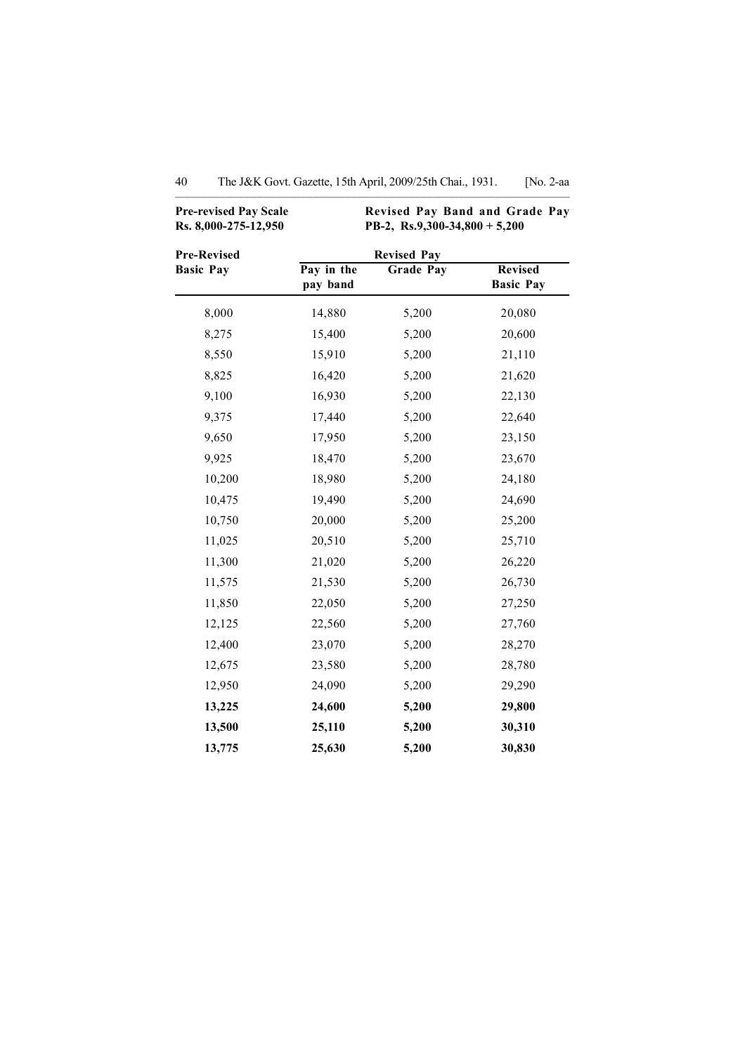| **Pre-revised Pay Scale** | | **Revised Pay Band and Grade Pay** | |
|---|---|---|---|
| **Rs. 8,000-275-12,950** | | **PB-2, Rs.9,300-34,800 + 5,200** | |

| **Pre-Revised Basic Pay** | **Revised Pay** | | |
|---|---|---|---|
| | **Pay in the pay band** | **Grade Pay** | **Revised Basic Pay** |
| 8,000 | 14,880 | 5,200 | 20,080 |
| 8,275 | 15,400 | 5,200 | 20,600 |
| 8,550 | 15,910 | 5,200 | 21,110 |
| 8,825 | 16,420 | 5,200 | 21,620 |
| 9,100 | 16,930 | 5,200 | 22,130 |
| 9,375 | 17,440 | 5,200 | 22,640 |
| 9,650 | 17,950 | 5,200 | 23,150 |
| 9,925 | 18,470 | 5,200 | 23,670 |
| 10,200 | 18,980 | 5,200 | 24,180 |
| 10,475 | 19,490 | 5,200 | 24,690 |
| 10,750 | 20,000 | 5,200 | 25,200 |
| 11,025 | 20,510 | 5,200 | 25,710 |
| 11,300 | 21,020 | 5,200 | 26,220 |
| 11,575 | 21,530 | 5,200 | 26,730 |
| 11,850 | 22,050 | 5,200 | 27,250 |
| 12,125 | 22,560 | 5,200 | 27,760 |
| 12,400 | 23,070 | 5,200 | 28,270 |
| 12,675 | 23,580 | 5,200 | 28,780 |
| 12,950 | 24,090 | 5,200 | 29,290 |
| **13,225** | **24,600** | **5,200** | **29,800** |
| **13,500** | **25,110** | **5,200** | **30,310** |
| **13,775** | **25,630** | **5,200** | **30,830** |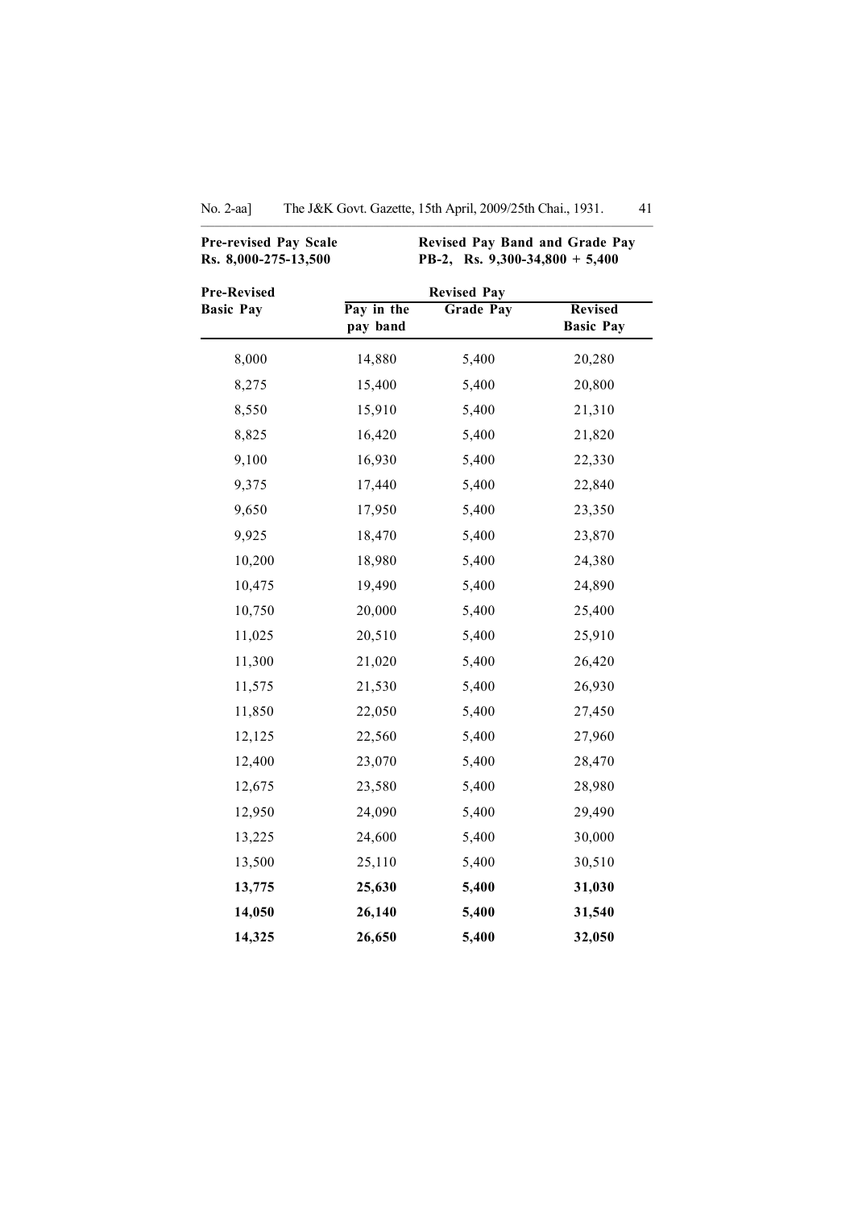| **Pre-revised Pay Scale Rs. 8,000-275-13,500** | **Revised Pay Band and Grade Pay PB-2, Rs. 9,300-34,800 + 5,400** | | |
|---|---|---|---|
| **Pre-Revised Basic Pay** | **Revised Pay** | | |
| | **Pay in the pay band** | **Grade Pay** | **Revised Basic Pay** |
| 8,000 | 14,880 | 5,400 | 20,280 |
| 8,275 | 15,400 | 5,400 | 20,800 |
| 8,550 | 15,910 | 5,400 | 21,310 |
| 8,825 | 16,420 | 5,400 | 21,820 |
| 9,100 | 16,930 | 5,400 | 22,330 |
| 9,375 | 17,440 | 5,400 | 22,840 |
| 9,650 | 17,950 | 5,400 | 23,350 |
| 9,925 | 18,470 | 5,400 | 23,870 |
| 10,200 | 18,980 | 5,400 | 24,380 |
| 10,475 | 19,490 | 5,400 | 24,890 |
| 10,750 | 20,000 | 5,400 | 25,400 |
| 11,025 | 20,510 | 5,400 | 25,910 |
| 11,300 | 21,020 | 5,400 | 26,420 |
| 11,575 | 21,530 | 5,400 | 26,930 |
| 11,850 | 22,050 | 5,400 | 27,450 |
| 12,125 | 22,560 | 5,400 | 27,960 |
| 12,400 | 23,070 | 5,400 | 28,470 |
| 12,675 | 23,580 | 5,400 | 28,980 |
| 12,950 | 24,090 | 5,400 | 29,490 |
| 13,225 | 24,600 | 5,400 | 30,000 |
| 13,500 | 25,110 | 5,400 | 30,510 |
| **13,775** | **25,630** | **5,400** | **31,030** |
| **14,050** | **26,140** | **5,400** | **31,540** |
| **14,325** | **26,650** | **5,400** | **32,050** |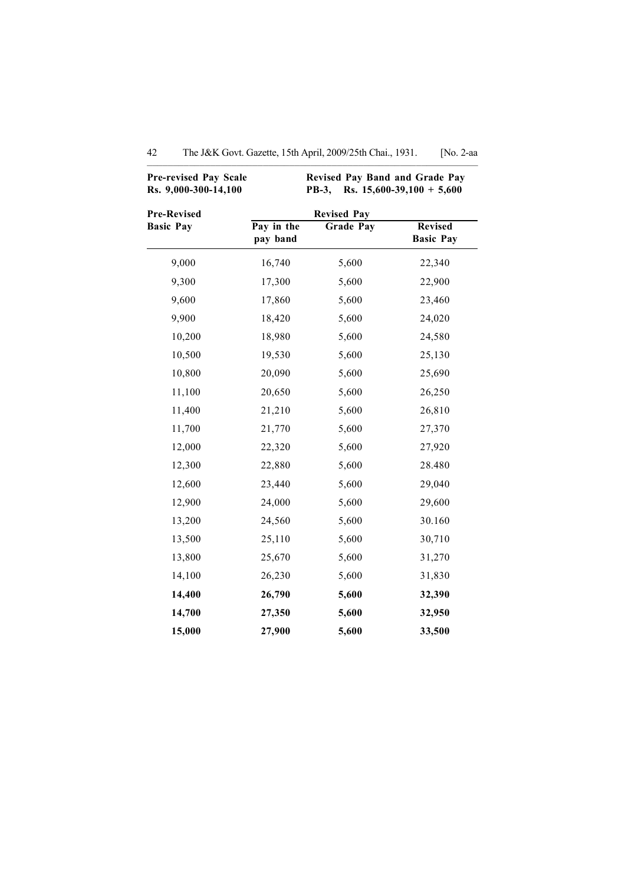| **Pre-revised Pay Scale Rs. 9,000-300-14,100** | **Revised Pay Band and Grade Pay PB-3, Rs. 15,600-39,100 + 5,600** | | |
|---|---|---|---|
| **Pre-Revised Basic Pay** | **Revised Pay** | | |
| | **Pay in the pay band** | **Grade Pay** | **Revised Basic Pay** |
| 9,000 | 16,740 | 5,600 | 22,340 |
| 9,300 | 17,300 | 5,600 | 22,900 |
| 9,600 | 17,860 | 5,600 | 23,460 |
| 9,900 | 18,420 | 5,600 | 24,020 |
| 10,200 | 18,980 | 5,600 | 24,580 |
| 10,500 | 19,530 | 5,600 | 25,130 |
| 10,800 | 20,090 | 5,600 | 25,690 |
| 11,100 | 20,650 | 5,600 | 26,250 |
| 11,400 | 21,210 | 5,600 | 26,810 |
| 11,700 | 21,770 | 5,600 | 27,370 |
| 12,000 | 22,320 | 5,600 | 27,920 |
| 12,300 | 22,880 | 5,600 | 28.480 |
| 12,600 | 23,440 | 5,600 | 29,040 |
| 12,900 | 24,000 | 5,600 | 29,600 |
| 13,200 | 24,560 | 5,600 | 30.160 |
| 13,500 | 25,110 | 5,600 | 30,710 |
| 13,800 | 25,670 | 5,600 | 31,270 |
| 14,100 | 26,230 | 5,600 | 31,830 |
| **14,400** | **26,790** | **5,600** | **32,390** |
| **14,700** | **27,350** | **5,600** | **32,950** |
| **15,000** | **27,900** | **5,600** | **33,500** |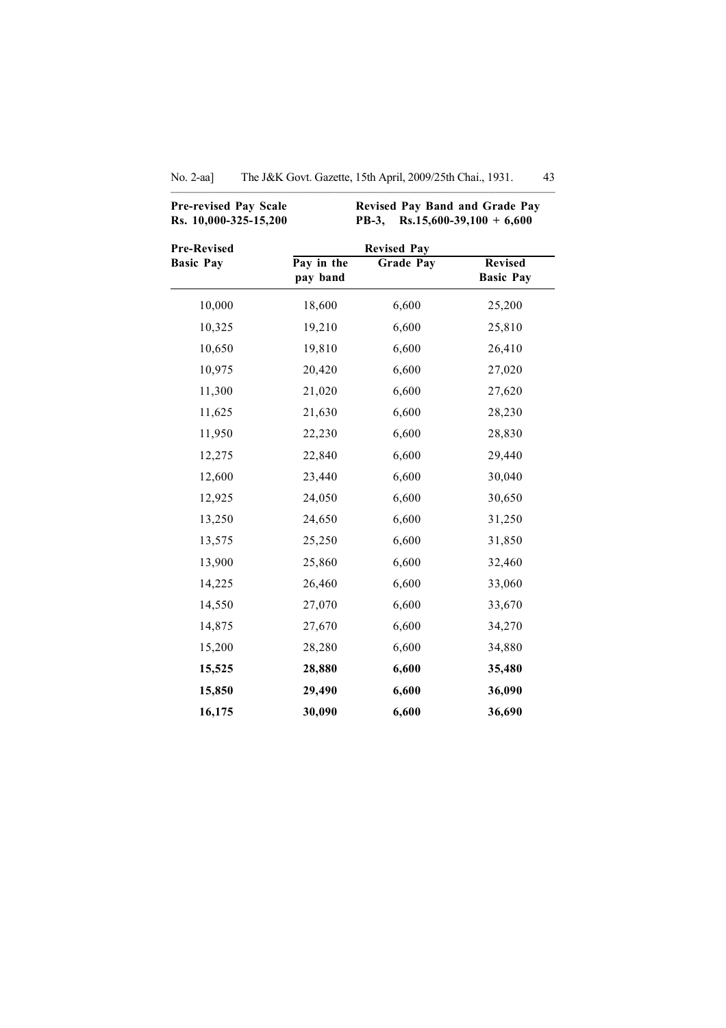**Pre-revised Pay Scale**
**Rs. 10,000-325-15,200**

**Revised Pay Band and Grade Pay**
**PB-3, Rs.15,600-39,100 + 6,600**

| Pre-Revised Basic Pay | Revised Pay | | |
|---|---|---|---|
| | Pay in the pay band | Grade Pay | Revised Basic Pay |
| 10,000 | 18,600 | 6,600 | 25,200 |
| 10,325 | 19,210 | 6,600 | 25,810 |
| 10,650 | 19,810 | 6,600 | 26,410 |
| 10,975 | 20,420 | 6,600 | 27,020 |
| 11,300 | 21,020 | 6,600 | 27,620 |
| 11,625 | 21,630 | 6,600 | 28,230 |
| 11,950 | 22,230 | 6,600 | 28,830 |
| 12,275 | 22,840 | 6,600 | 29,440 |
| 12,600 | 23,440 | 6,600 | 30,040 |
| 12,925 | 24,050 | 6,600 | 30,650 |
| 13,250 | 24,650 | 6,600 | 31,250 |
| 13,575 | 25,250 | 6,600 | 31,850 |
| 13,900 | 25,860 | 6,600 | 32,460 |
| 14,225 | 26,460 | 6,600 | 33,060 |
| 14,550 | 27,070 | 6,600 | 33,670 |
| 14,875 | 27,670 | 6,600 | 34,270 |
| 15,200 | 28,280 | 6,600 | 34,880 |
| **15,525** | **28,880** | **6,600** | **35,480** |
| **15,850** | **29,490** | **6,600** | **36,090** |
| **16,175** | **30,090** | **6,600** | **36,690** |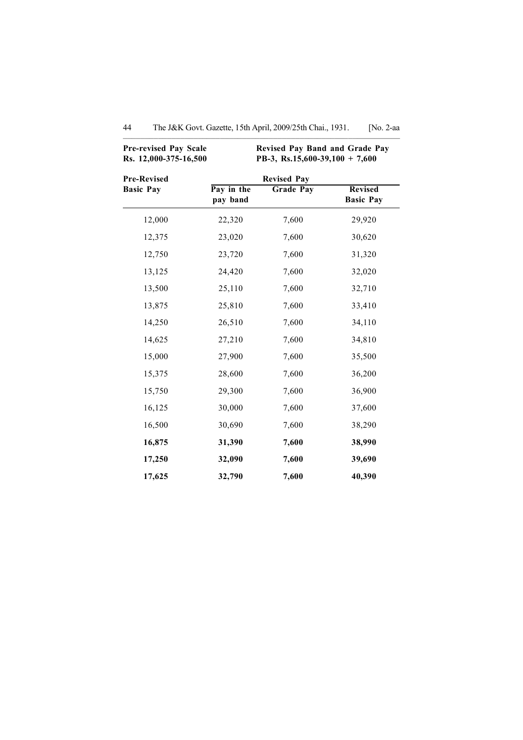**Pre-revised Pay Scale**
**Rs. 12,000-375-16,500**

**Revised Pay Band and Grade Pay**
**PB-3, Rs.15,600-39,100 + 7,600**

| **Pre-Revised Basic Pay** | **Revised Pay** | | |
|---|---|---|---|
| | **Pay in the pay band** | **Grade Pay** | **Revised Basic Pay** |
| 12,000 | 22,320 | 7,600 | 29,920 |
| 12,375 | 23,020 | 7,600 | 30,620 |
| 12,750 | 23,720 | 7,600 | 31,320 |
| 13,125 | 24,420 | 7,600 | 32,020 |
| 13,500 | 25,110 | 7,600 | 32,710 |
| 13,875 | 25,810 | 7,600 | 33,410 |
| 14,250 | 26,510 | 7,600 | 34,110 |
| 14,625 | 27,210 | 7,600 | 34,810 |
| 15,000 | 27,900 | 7,600 | 35,500 |
| 15,375 | 28,600 | 7,600 | 36,200 |
| 15,750 | 29,300 | 7,600 | 36,900 |
| 16,125 | 30,000 | 7,600 | 37,600 |
| 16,500 | 30,690 | 7,600 | 38,290 |
| **16,875** | **31,390** | **7,600** | **38,990** |
| **17,250** | **32,090** | **7,600** | **39,690** |
| **17,625** | **32,790** | **7,600** | **40,390** |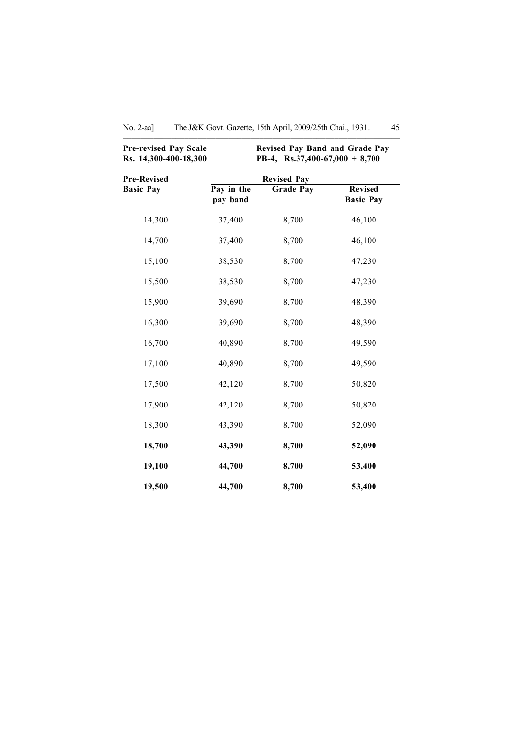**Pre-revised Pay Scale**
**Rs. 14,300-400-18,300**

**Revised Pay Band and Grade Pay**
**PB-4, Rs.37,400-67,000 + 8,700**

| Pre-Revised Basic Pay | Revised Pay | | |
|---|---|---|---|
| | Pay in the pay band | Grade Pay | Revised Basic Pay |
| 14,300 | 37,400 | 8,700 | 46,100 |
| 14,700 | 37,400 | 8,700 | 46,100 |
| 15,100 | 38,530 | 8,700 | 47,230 |
| 15,500 | 38,530 | 8,700 | 47,230 |
| 15,900 | 39,690 | 8,700 | 48,390 |
| 16,300 | 39,690 | 8,700 | 48,390 |
| 16,700 | 40,890 | 8,700 | 49,590 |
| 17,100 | 40,890 | 8,700 | 49,590 |
| 17,500 | 42,120 | 8,700 | 50,820 |
| 17,900 | 42,120 | 8,700 | 50,820 |
| 18,300 | 43,390 | 8,700 | 52,090 |
| **18,700** | **43,390** | **8,700** | **52,090** |
| **19,100** | **44,700** | **8,700** | **53,400** |
| **19,500** | **44,700** | **8,700** | **53,400** |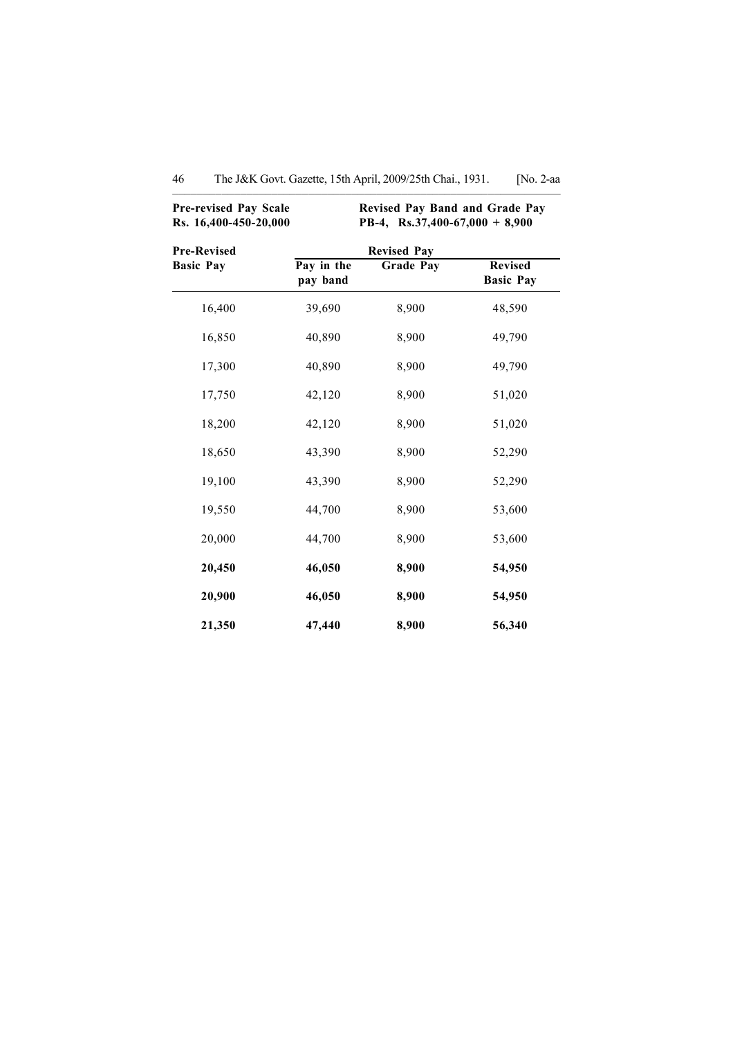| Pre-revised Pay Scale Rs. 16,400-450-20,000 | Revised Pay Band and Grade Pay PB-4, Rs.37,400-67,000 + 8,900 | | |
|---|---|---|---|
| **Pre-Revised Basic Pay** | **Revised Pay** | | |
| | **Pay in the pay band** | **Grade Pay** | **Revised Basic Pay** |
| 16,400 | 39,690 | 8,900 | 48,590 |
| 16,850 | 40,890 | 8,900 | 49,790 |
| 17,300 | 40,890 | 8,900 | 49,790 |
| 17,750 | 42,120 | 8,900 | 51,020 |
| 18,200 | 42,120 | 8,900 | 51,020 |
| 18,650 | 43,390 | 8,900 | 52,290 |
| 19,100 | 43,390 | 8,900 | 52,290 |
| 19,550 | 44,700 | 8,900 | 53,600 |
| 20,000 | 44,700 | 8,900 | 53,600 |
| **20,450** | **46,050** | **8,900** | **54,950** |
| **20,900** | **46,050** | **8,900** | **54,950** |
| **21,350** | **47,440** | **8,900** | **56,340** |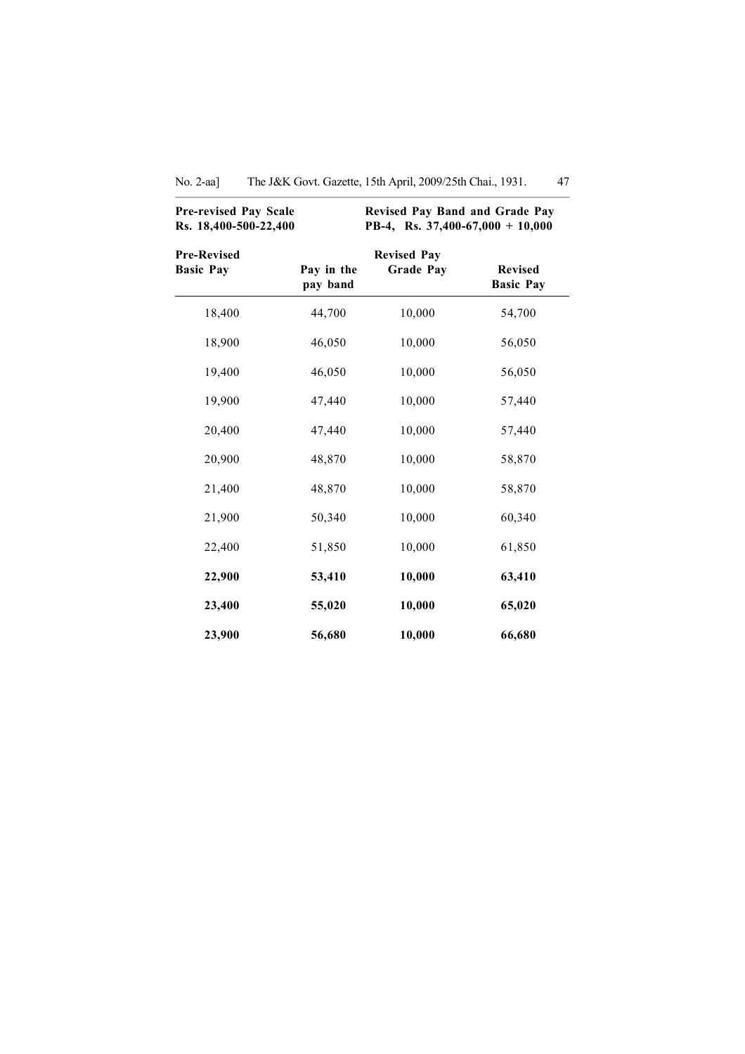| Pre-revised Pay Scale Rs. 18,400-500-22,400 | | Revised Pay Band and Grade Pay PB-4, Rs. 37,400-67,000 + 10,000 | |
|---|---|---|---|
| **Pre-Revised Basic Pay** | **Pay in the pay band** | **Revised Pay Grade Pay** | **Revised Basic Pay** |
| 18,400 | 44,700 | 10,000 | 54,700 |
| 18,900 | 46,050 | 10,000 | 56,050 |
| 19,400 | 46,050 | 10,000 | 56,050 |
| 19,900 | 47,440 | 10,000 | 57,440 |
| 20,400 | 47,440 | 10,000 | 57,440 |
| 20,900 | 48,870 | 10,000 | 58,870 |
| 21,400 | 48,870 | 10,000 | 58,870 |
| 21,900 | 50,340 | 10,000 | 60,340 |
| 22,400 | 51,850 | 10,000 | 61,850 |
| **22,900** | **53,410** | **10,000** | **63,410** |
| **23,400** | **55,020** | **10,000** | **65,020** |
| **23,900** | **56,680** | **10,000** | **66,680** |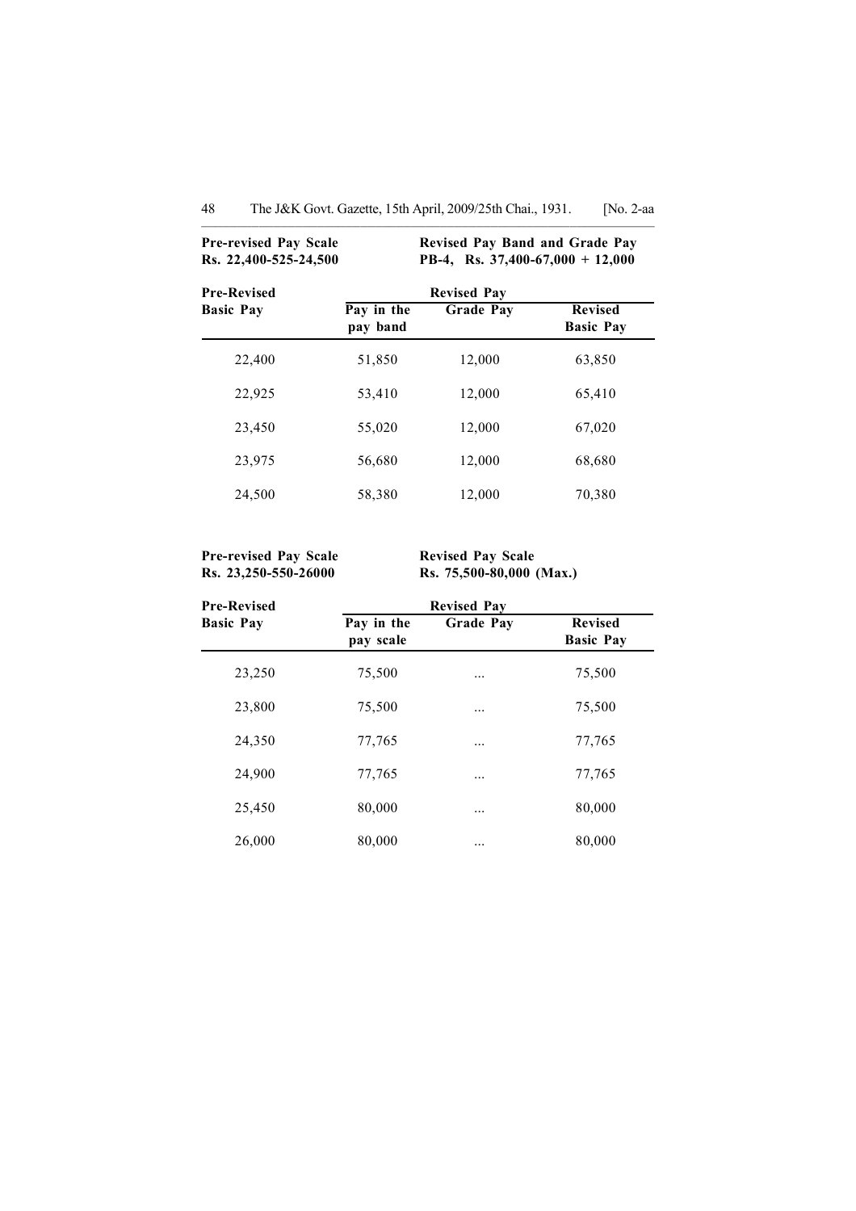**Pre-revised Pay Scale Rs. 22,400-525-24,500** | **Revised Pay Band and Grade Pay PB-4, Rs. 37,400-67,000 + 12,000**

| Pre-Revised Basic Pay | Revised Pay | | |
|---|---|---|---|
| | Pay in the pay band | Grade Pay | Revised Basic Pay |
| 22,400 | 51,850 | 12,000 | 63,850 |
| 22,925 | 53,410 | 12,000 | 65,410 |
| 23,450 | 55,020 | 12,000 | 67,020 |
| 23,975 | 56,680 | 12,000 | 68,680 |
| 24,500 | 58,380 | 12,000 | 70,380 |

**Pre-revised Pay Scale Rs. 23,250-550-26000** | **Revised Pay Scale Rs. 75,500-80,000 (Max.)**

| Pre-Revised Basic Pay | Revised Pay | | |
|---|---|---|---|
| | Pay in the pay scale | Grade Pay | Revised Basic Pay |
| 23,250 | 75,500 | ... | 75,500 |
| 23,800 | 75,500 | ... | 75,500 |
| 24,350 | 77,765 | ... | 77,765 |
| 24,900 | 77,765 | ... | 77,765 |
| 25,450 | 80,000 | ... | 80,000 |
| 26,000 | 80,000 | ... | 80,000 |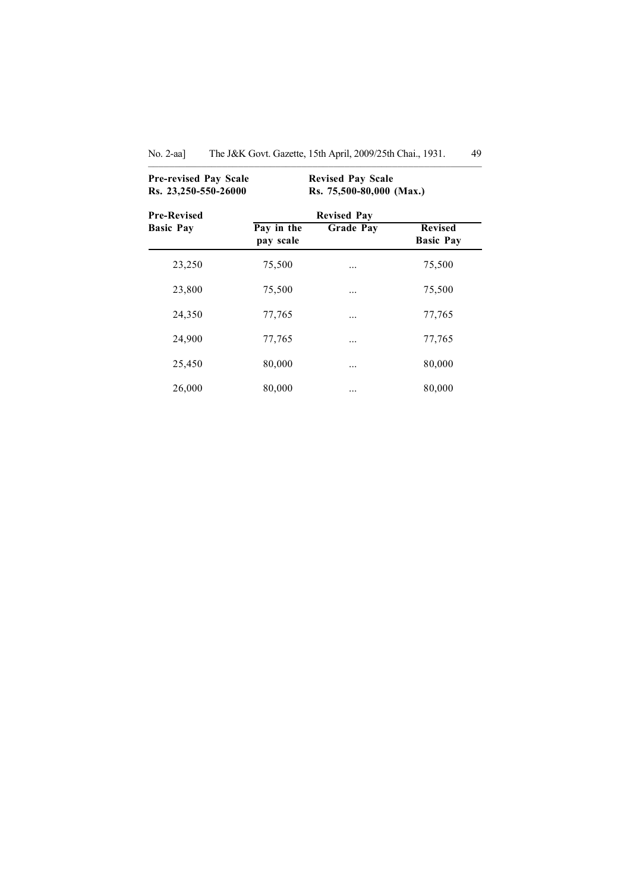**Pre-revised Pay Scale**
**Rs. 23,250-550-26000**

**Revised Pay Scale**
**Rs. 75,500-80,000 (Max.)**

| **Pre-Revised Basic Pay** | **Revised Pay** | | |
|---|---|---|---|
| | **Pay in the pay scale** | **Grade Pay** | **Revised Basic Pay** |
| 23,250 | 75,500 | ... | 75,500 |
| 23,800 | 75,500 | ... | 75,500 |
| 24,350 | 77,765 | ... | 77,765 |
| 24,900 | 77,765 | ... | 77,765 |
| 25,450 | 80,000 | ... | 80,000 |
| 26,000 | 80,000 | ... | 80,000 |